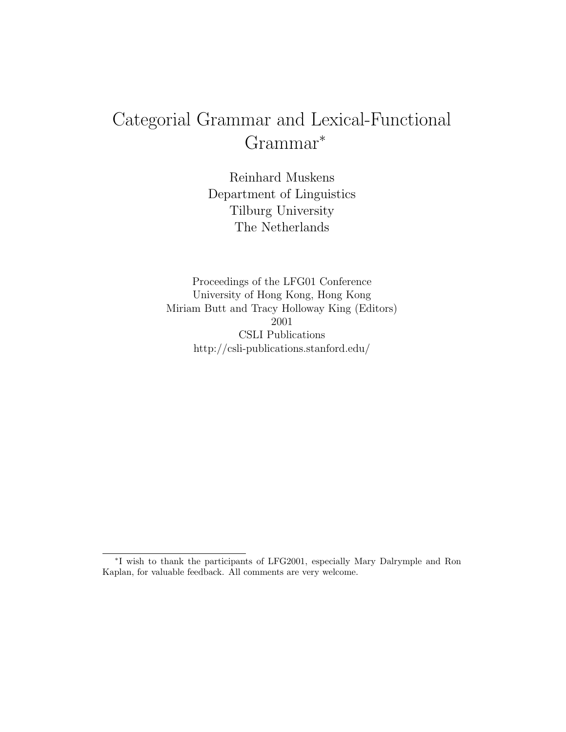# Categorial Grammar and Lexical-Functional Grammar*

Reinhard Muskens
Department of Linguistics
Tilburg University
The Netherlands

Proceedings of the LFG01 Conference
University of Hong Kong, Hong Kong
Miriam Butt and Tracy Holloway King (Editors)
2001
CSLI Publications
http://csli-publications.stanford.edu/

---

*I wish to thank the participants of LFG2001, especially Mary Dalrymple and Ron Kaplan, for valuable feedback. All comments are very welcome.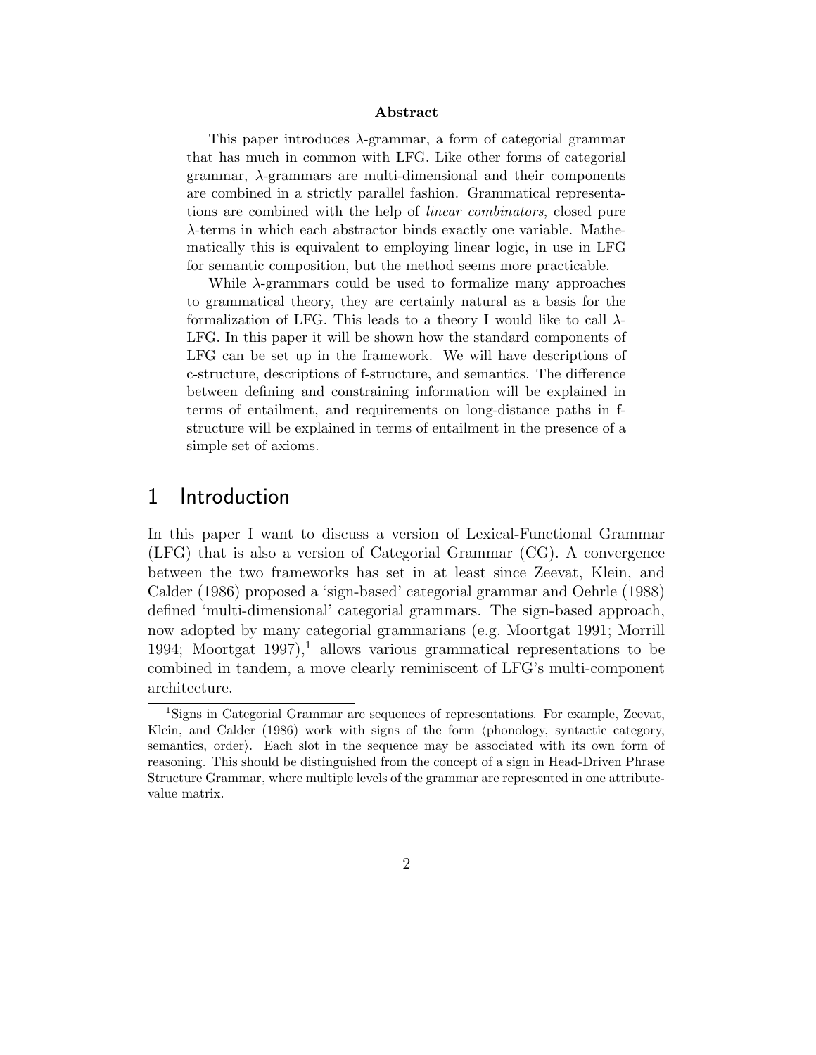**Abstract**

This paper introduces $\lambda$-grammar, a form of categorial grammar that has much in common with LFG. Like other forms of categorial grammar, $\lambda$-grammars are multi-dimensional and their components are combined in a strictly parallel fashion. Grammatical representations are combined with the help of *linear combinators*, closed pure $\lambda$-terms in which each abstractor binds exactly one variable. Mathematically this is equivalent to employing linear logic, in use in LFG for semantic composition, but the method seems more practicable.

While $\lambda$-grammars could be used to formalize many approaches to grammatical theory, they are certainly natural as a basis for the formalization of LFG. This leads to a theory I would like to call $\lambda$-LFG. In this paper it will be shown how the standard components of LFG can be set up in the framework. We will have descriptions of c-structure, descriptions of f-structure, and semantics. The difference between defining and constraining information will be explained in terms of entailment, and requirements on long-distance paths in f-structure will be explained in terms of entailment in the presence of a simple set of axioms.

# 1 Introduction

In this paper I want to discuss a version of Lexical-Functional Grammar (LFG) that is also a version of Categorial Grammar (CG). A convergence between the two frameworks has set in at least since Zeevat, Klein, and Calder (1986) proposed a 'sign-based' categorial grammar and Oehrle (1988) defined 'multi-dimensional' categorial grammars. The sign-based approach, now adopted by many categorial grammarians (e.g. Moortgat 1991; Morrill 1994; Moortgat 1997),[1] allows various grammatical representations to be combined in tandem, a move clearly reminiscent of LFG's multi-component architecture.

[1] Signs in Categorial Grammar are sequences of representations. For example, Zeevat, Klein, and Calder (1986) work with signs of the form ⟨phonology, syntactic category, semantics, order⟩. Each slot in the sequence may be associated with its own form of reasoning. This should be distinguished from the concept of a sign in Head-Driven Phrase Structure Grammar, where multiple levels of the grammar are represented in one attribute-value matrix.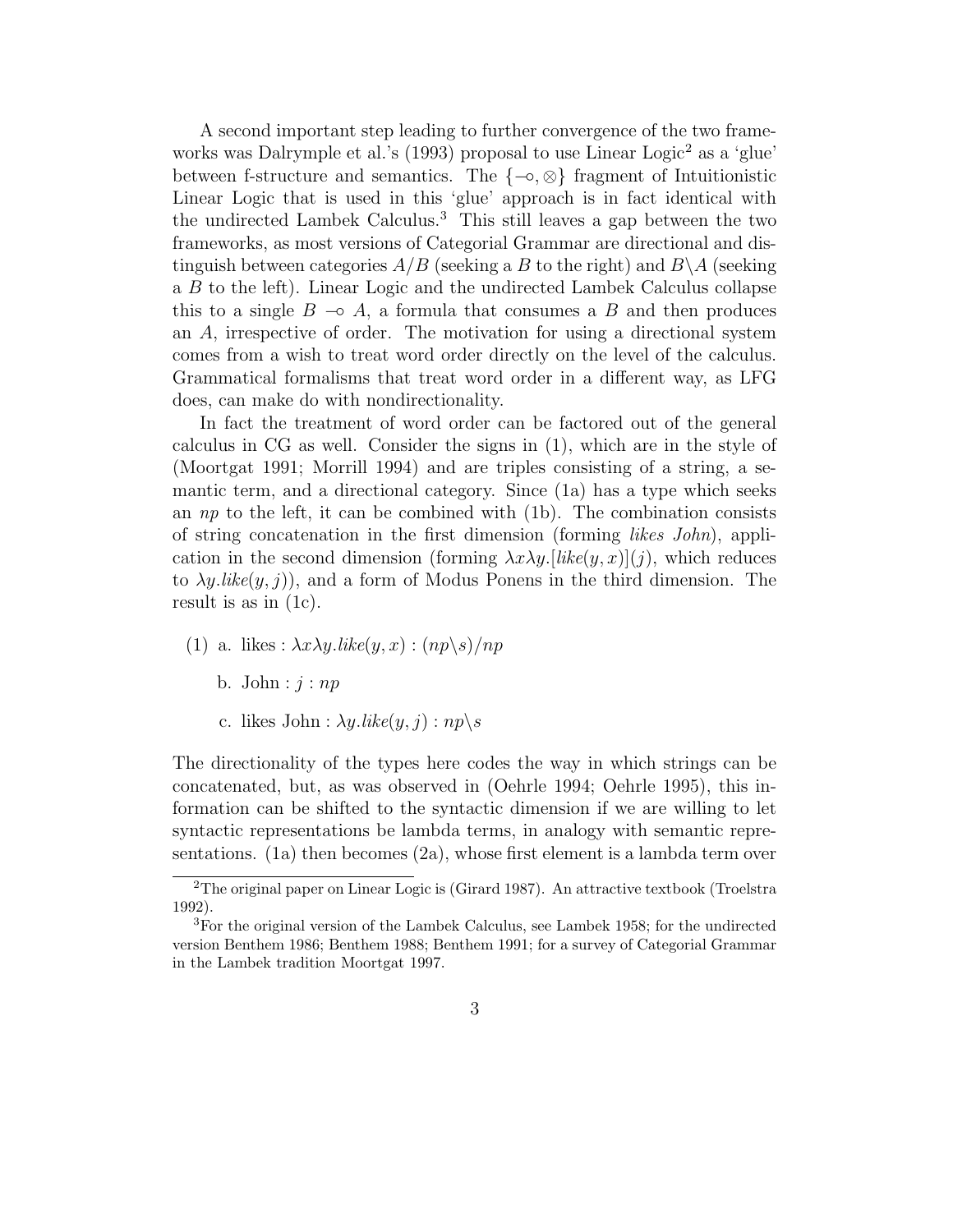A second important step leading to further convergence of the two frameworks was Dalrymple et al.'s (1993) proposal to use Linear Logic[2] as a 'glue' between f-structure and semantics. The $\{\multimap, \otimes\}$ fragment of Intuitionistic Linear Logic that is used in this 'glue' approach is in fact identical with the undirected Lambek Calculus.[3] This still leaves a gap between the two frameworks, as most versions of Categorial Grammar are directional and distinguish between categories $A/B$ (seeking a $B$ to the right) and $B\backslash A$ (seeking a $B$ to the left). Linear Logic and the undirected Lambek Calculus collapse this to a single $B \multimap A$, a formula that consumes a $B$ and then produces an $A$, irrespective of order. The motivation for using a directional system comes from a wish to treat word order directly on the level of the calculus. Grammatical formalisms that treat word order in a different way, as LFG does, can make do with nondirectionality.

In fact the treatment of word order can be factored out of the general calculus in CG as well. Consider the signs in (1), which are in the style of (Moortgat 1991; Morrill 1994) and are triples consisting of a string, a semantic term, and a directional category. Since (1a) has a type which seeks an $np$ to the left, it can be combined with (1b). The combination consists of string concatenation in the first dimension (forming *likes John*), application in the second dimension (forming $\lambda x \lambda y.[like(y, x)](j)$, which reduces to $\lambda y.like(y, j)$), and a form of Modus Ponens in the third dimension. The result is as in (1c).

(1) a. likes : $\lambda x \lambda y.like(y, x) : (np\backslash s)/np$

b. John : $j : np$

c. likes John : $\lambda y.like(y, j) : np\backslash s$

The directionality of the types here codes the way in which strings can be concatenated, but, as was observed in (Oehrle 1994; Oehrle 1995), this information can be shifted to the syntactic dimension if we are willing to let syntactic representations be lambda terms, in analogy with semantic representations. (1a) then becomes (2a), whose first element is a lambda term over

---

[2] The original paper on Linear Logic is (Girard 1987). An attractive textbook (Troelstra 1992).

[3] For the original version of the Lambek Calculus, see Lambek 1958; for the undirected version Benthem 1986; Benthem 1988; Benthem 1991; for a survey of Categorial Grammar in the Lambek tradition Moortgat 1997.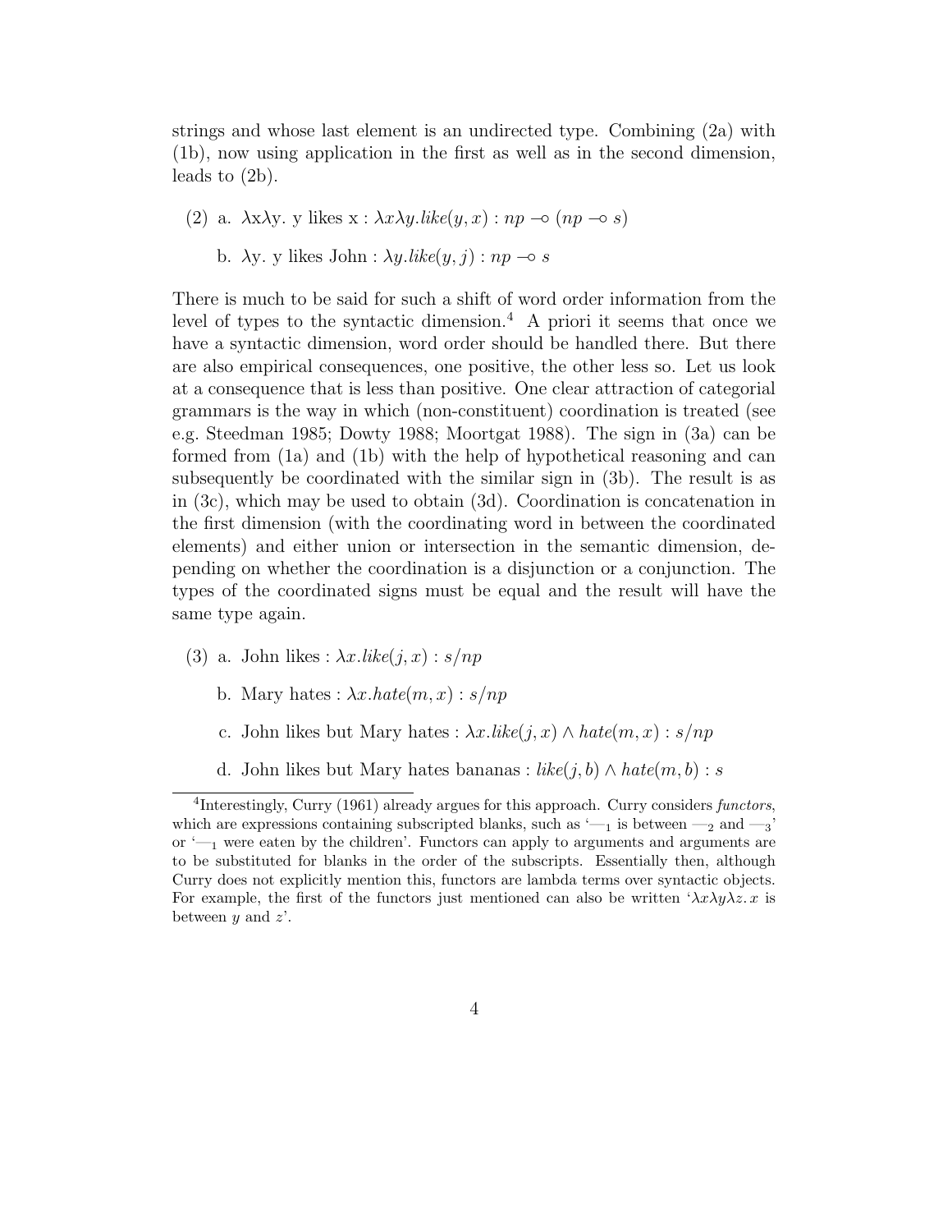strings and whose last element is an undirected type. Combining (2a) with (1b), now using application in the first as well as in the second dimension, leads to (2b).

(2) a. λxλy. y likes x : $\lambda x \lambda y.like(y, x) : np \multimap (np \multimap s)$

b. λy. y likes John : $\lambda y.like(y, j) : np \multimap s$

There is much to be said for such a shift of word order information from the level of types to the syntactic dimension.[4] A priori it seems that once we have a syntactic dimension, word order should be handled there. But there are also empirical consequences, one positive, the other less so. Let us look at a consequence that is less than positive. One clear attraction of categorial grammars is the way in which (non-constituent) coordination is treated (see e.g. Steedman 1985; Dowty 1988; Moortgat 1988). The sign in (3a) can be formed from (1a) and (1b) with the help of hypothetical reasoning and can subsequently be coordinated with the similar sign in (3b). The result is as in (3c), which may be used to obtain (3d). Coordination is concatenation in the first dimension (with the coordinating word in between the coordinated elements) and either union or intersection in the semantic dimension, depending on whether the coordination is a disjunction or a conjunction. The types of the coordinated signs must be equal and the result will have the same type again.

(3) a. John likes : $\lambda x.like(j, x) : s/np$

b. Mary hates : $\lambda x.hate(m, x) : s/np$

c. John likes but Mary hates : $\lambda x.like(j, x) \wedge hate(m, x) : s/np$

d. John likes but Mary hates bananas : $like(j, b) \wedge hate(m, b) : s$

[4]Interestingly, Curry (1961) already argues for this approach. Curry considers *functors*, which are expressions containing subscripted blanks, such as '$—_1$ is between $—_2$ and $—_3$' or '$—_1$ were eaten by the children'. Functors can apply to arguments and arguments are to be substituted for blanks in the order of the subscripts. Essentially then, although Curry does not explicitly mention this, functors are lambda terms over syntactic objects. For example, the first of the functors just mentioned can also be written '$\lambda x \lambda y \lambda z.\, x$ is between $y$ and $z$'.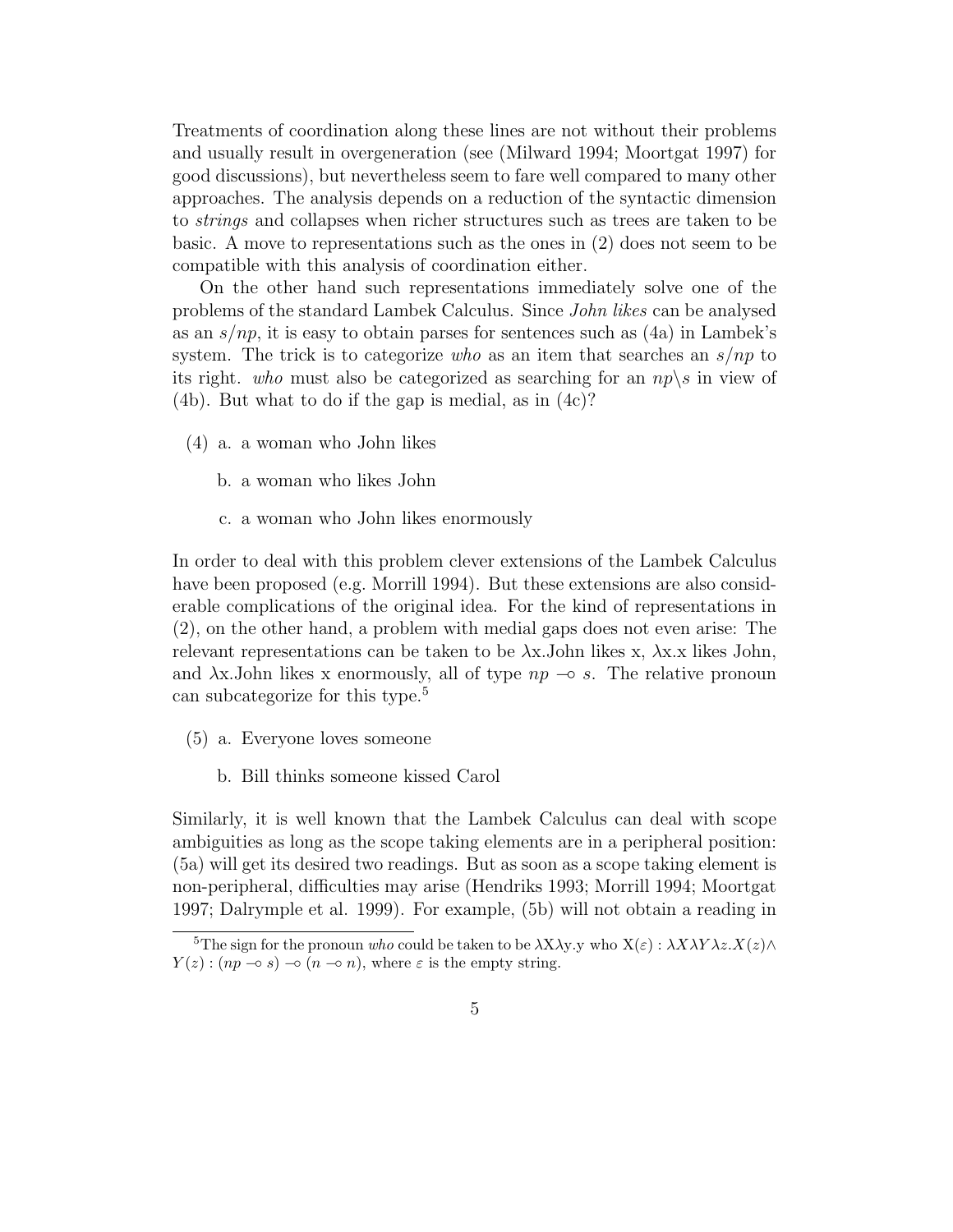Treatments of coordination along these lines are not without their problems and usually result in overgeneration (see (Milward 1994; Moortgat 1997) for good discussions), but nevertheless seem to fare well compared to many other approaches. The analysis depends on a reduction of the syntactic dimension to *strings* and collapses when richer structures such as trees are taken to be basic. A move to representations such as the ones in (2) does not seem to be compatible with this analysis of coordination either.

On the other hand such representations immediately solve one of the problems of the standard Lambek Calculus. Since *John likes* can be analysed as an $s/np$, it is easy to obtain parses for sentences such as (4a) in Lambek's system. The trick is to categorize *who* as an item that searches an $s/np$ to its right. *who* must also be categorized as searching for an $np\backslash s$ in view of (4b). But what to do if the gap is medial, as in (4c)?

(4) a. a woman who John likes

b. a woman who likes John

c. a woman who John likes enormously

In order to deal with this problem clever extensions of the Lambek Calculus have been proposed (e.g. Morrill 1994). But these extensions are also considerable complications of the original idea. For the kind of representations in (2), on the other hand, a problem with medial gaps does not even arise: The relevant representations can be taken to be λx.John likes x, λx.x likes John, and λx.John likes x enormously, all of type $np \multimap s$. The relative pronoun can subcategorize for this type.[5]

(5) a. Everyone loves someone

b. Bill thinks someone kissed Carol

Similarly, it is well known that the Lambek Calculus can deal with scope ambiguities as long as the scope taking elements are in a peripheral position: (5a) will get its desired two readings. But as soon as a scope taking element is non-peripheral, difficulties may arise (Hendriks 1993; Morrill 1994; Moortgat 1997; Dalrymple et al. 1999). For example, (5b) will not obtain a reading in

---

[5] The sign for the pronoun *who* could be taken to be λXλy.y who X(ε) : $\lambda X \lambda Y \lambda z.X(z) \wedge Y(z) : (np \multimap s) \multimap (n \multimap n)$, where $\varepsilon$ is the empty string.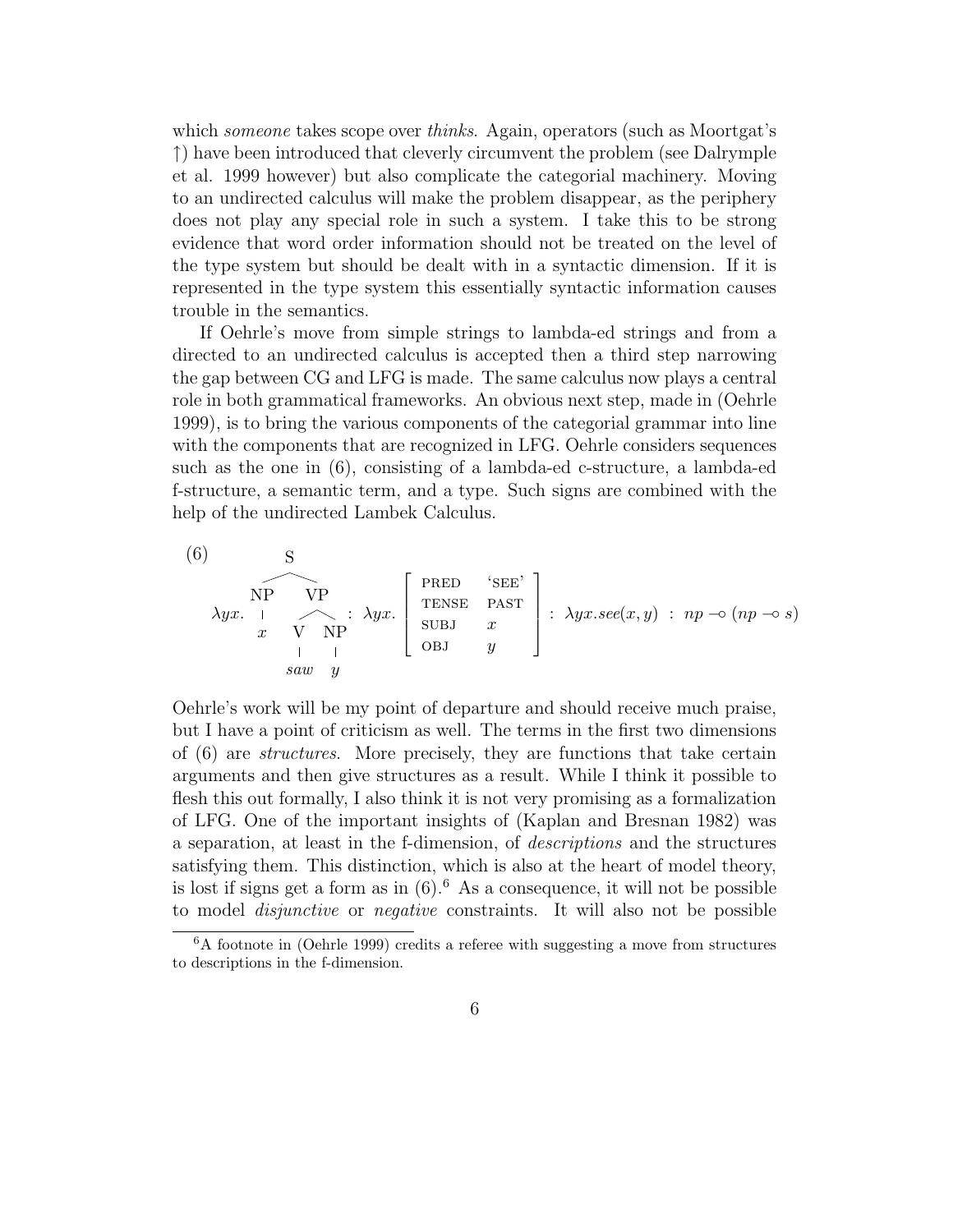which *someone* takes scope over *thinks*. Again, operators (such as Moortgat's $\uparrow$) have been introduced that cleverly circumvent the problem (see Dalrymple et al. 1999 however) but also complicate the categorial machinery. Moving to an undirected calculus will make the problem disappear, as the periphery does not play any special role in such a system. I take this to be strong evidence that word order information should not be treated on the level of the type system but should be dealt with in a syntactic dimension. If it is represented in the type system this essentially syntactic information causes trouble in the semantics.

If Oehrle's move from simple strings to lambda-ed strings and from a directed to an undirected calculus is accepted then a third step narrowing the gap between CG and LFG is made. The same calculus now plays a central role in both grammatical frameworks. An obvious next step, made in (Oehrle 1999), is to bring the various components of the categorial grammar into line with the components that are recognized in LFG. Oehrle considers sequences such as the one in (6), consisting of a lambda-ed c-structure, a lambda-ed f-structure, a semantic term, and a type. Such signs are combined with the help of the undirected Lambek Calculus.

(6)

$$\lambda yx. \left[_{S} \left[_{NP}\ x\right] \left[_{VP} \left[_{V}\ saw\right] \left[_{NP}\ y\right]\right]\right] : \lambda yx. \begin{bmatrix} \text{PRED} & \text{'SEE'} \\ \text{TENSE} & \text{PAST} \\ \text{SUBJ} & x \\ \text{OBJ} & y \end{bmatrix} : \lambda yx.see(x, y) \ : \ np \multimap (np \multimap s)$$

Oehrle's work will be my point of departure and should receive much praise, but I have a point of criticism as well. The terms in the first two dimensions of (6) are *structures*. More precisely, they are functions that take certain arguments and then give structures as a result. While I think it possible to flesh this out formally, I also think it is not very promising as a formalization of LFG. One of the important insights of (Kaplan and Bresnan 1982) was a separation, at least in the f-dimension, of *descriptions* and the structures satisfying them. This distinction, which is also at the heart of model theory, is lost if signs get a form as in (6).[6] As a consequence, it will not be possible to model *disjunctive* or *negative* constraints. It will also not be possible

[6] A footnote in (Oehrle 1999) credits a referee with suggesting a move from structures to descriptions in the f-dimension.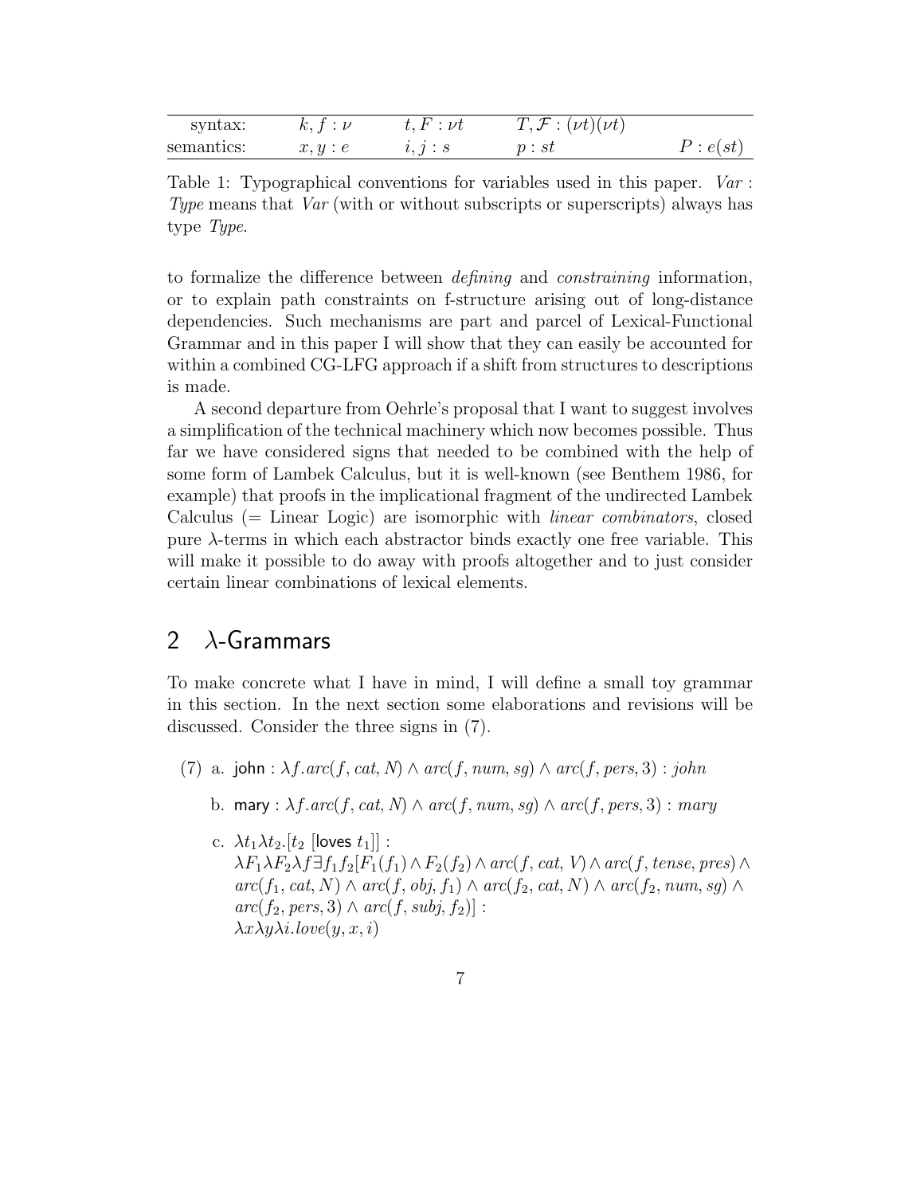| syntax: | $k, f : \nu$ | $t, F : \nu t$ | $T, \mathcal{F} : (\nu t)(\nu t)$ | |
|---|---|---|---|---|
| semantics: | $x, y : e$ | $i, j : s$ | $p : st$ | $P : e(st)$ |

Table 1: Typographical conventions for variables used in this paper. *Var* : *Type* means that *Var* (with or without subscripts or superscripts) always has type *Type*.

to formalize the difference between *defining* and *constraining* information, or to explain path constraints on f-structure arising out of long-distance dependencies. Such mechanisms are part and parcel of Lexical-Functional Grammar and in this paper I will show that they can easily be accounted for within a combined CG-LFG approach if a shift from structures to descriptions is made.

A second departure from Oehrle's proposal that I want to suggest involves a simplification of the technical machinery which now becomes possible. Thus far we have considered signs that needed to be combined with the help of some form of Lambek Calculus, but it is well-known (see Benthem 1986, for example) that proofs in the implicational fragment of the undirected Lambek Calculus (= Linear Logic) are isomorphic with *linear combinators*, closed pure λ-terms in which each abstractor binds exactly one free variable. This will make it possible to do away with proofs altogether and to just consider certain linear combinations of lexical elements.

## 2 λ-Grammars

To make concrete what I have in mind, I will define a small toy grammar in this section. In the next section some elaborations and revisions will be discussed. Consider the three signs in (7).

(7) a. john : $\lambda f.arc(f, cat, N) \wedge arc(f, num, sg) \wedge arc(f, pers, 3) : john$

b. mary : $\lambda f.arc(f, cat, N) \wedge arc(f, num, sg) \wedge arc(f, pers, 3) : mary$

c. $\lambda t_1 \lambda t_2.[t_2 \text{ [loves } t_1]]$ :
$\lambda F_1 \lambda F_2 \lambda f \exists f_1 f_2[F_1(f_1) \wedge F_2(f_2) \wedge arc(f, cat, V) \wedge arc(f, tense, pres) \wedge arc(f_1, cat, N) \wedge arc(f, obj, f_1) \wedge arc(f_2, cat, N) \wedge arc(f_2, num, sg) \wedge arc(f_2, pers, 3) \wedge arc(f, subj, f_2)]$ :
$\lambda x \lambda y \lambda i.love(y, x, i)$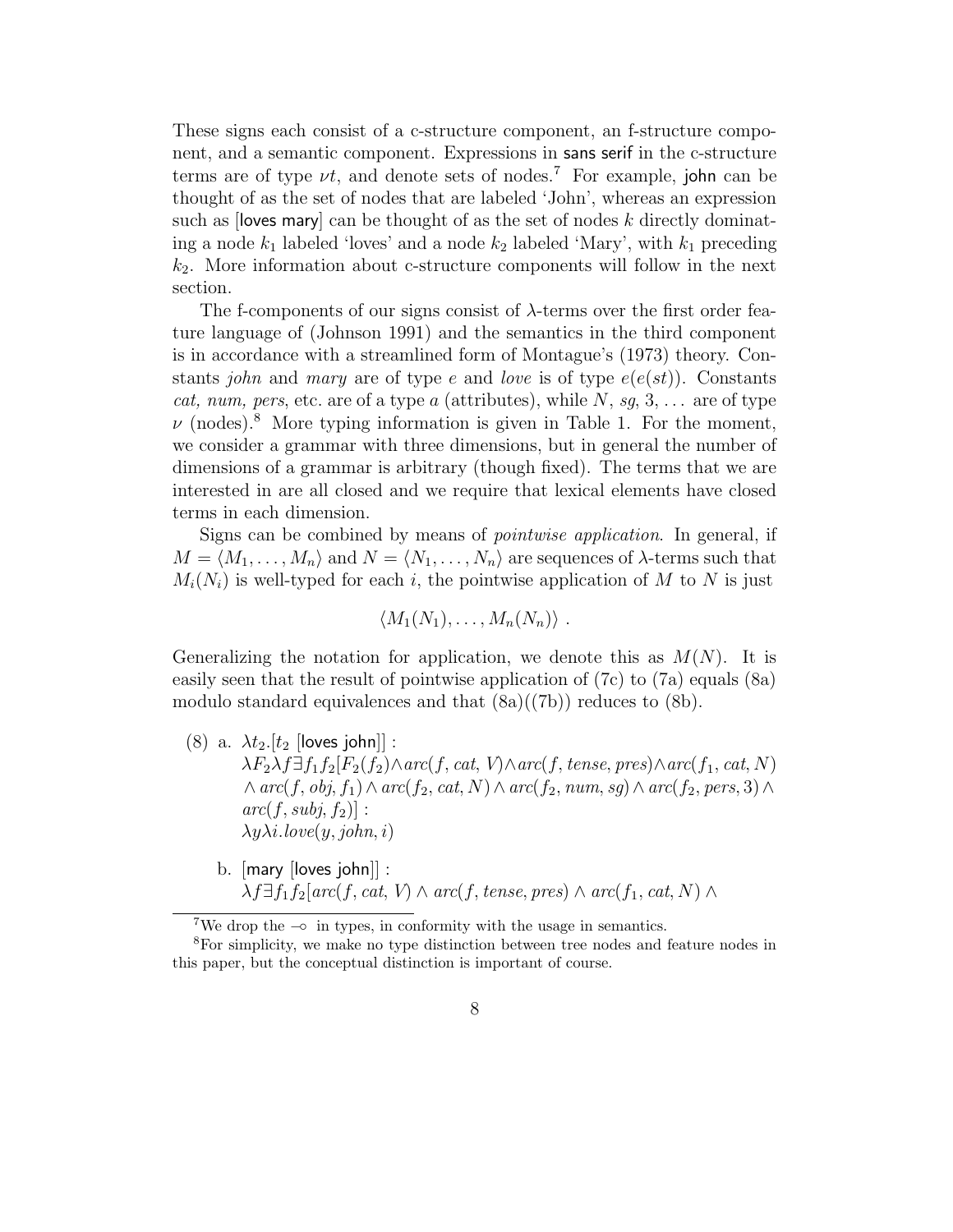These signs each consist of a c-structure component, an f-structure component, and a semantic component. Expressions in $\mathsf{sans\ serif}$ in the c-structure terms are of type $\nu t$, and denote sets of nodes.[7] For example, $\mathsf{john}$ can be thought of as the set of nodes that are labeled 'John', whereas an expression such as $[\mathsf{loves\ mary}]$ can be thought of as the set of nodes $k$ directly dominating a node $k_1$ labeled 'loves' and a node $k_2$ labeled 'Mary', with $k_1$ preceding $k_2$. More information about c-structure components will follow in the next section.

The f-components of our signs consist of $\lambda$-terms over the first order feature language of (Johnson 1991) and the semantics in the third component is in accordance with a streamlined form of Montague's (1973) theory. Constants *john* and *mary* are of type $e$ and *love* is of type $e(e(st))$. Constants *cat, num, pers*, etc. are of a type $a$ (attributes), while $N$, $sg$, $3, \ldots$ are of type $\nu$ (nodes).[8] More typing information is given in Table 1. For the moment, we consider a grammar with three dimensions, but in general the number of dimensions of a grammar is arbitrary (though fixed). The terms that we are interested in are all closed and we require that lexical elements have closed terms in each dimension.

Signs can be combined by means of *pointwise application*. In general, if $M = \langle M_1, \ldots, M_n \rangle$ and $N = \langle N_1, \ldots, N_n \rangle$ are sequences of $\lambda$-terms such that $M_i(N_i)$ is well-typed for each $i$, the pointwise application of $M$ to $N$ is just

$$\langle M_1(N_1), \ldots, M_n(N_n) \rangle \ .$$

Generalizing the notation for application, we denote this as $M(N)$. It is easily seen that the result of pointwise application of (7c) to (7a) equals (8a) modulo standard equivalences and that (8a)((7b)) reduces to (8b).

(8) a. $\lambda t_2.[t_2\ [\mathsf{loves\ john}]]$ :
$\lambda F_2 \lambda f \exists f_1 f_2 [F_2(f_2) \wedge arc(f, cat, V) \wedge arc(f, tense, pres) \wedge arc(f_1, cat, N) \wedge arc(f, obj, f_1) \wedge arc(f_2, cat, N) \wedge arc(f_2, num, sg) \wedge arc(f_2, pers, 3) \wedge arc(f, subj, f_2)]$ :
$\lambda y \lambda i.love(y, john, i)$

b. $[\mathsf{mary}\ [\mathsf{loves\ john}]]$ :
$\lambda f \exists f_1 f_2 [arc(f, cat, V) \wedge arc(f, tense, pres) \wedge arc(f_1, cat, N) \wedge$

---

[7] We drop the $\multimap$ in types, in conformity with the usage in semantics.

[8] For simplicity, we make no type distinction between tree nodes and feature nodes in this paper, but the conceptual distinction is important of course.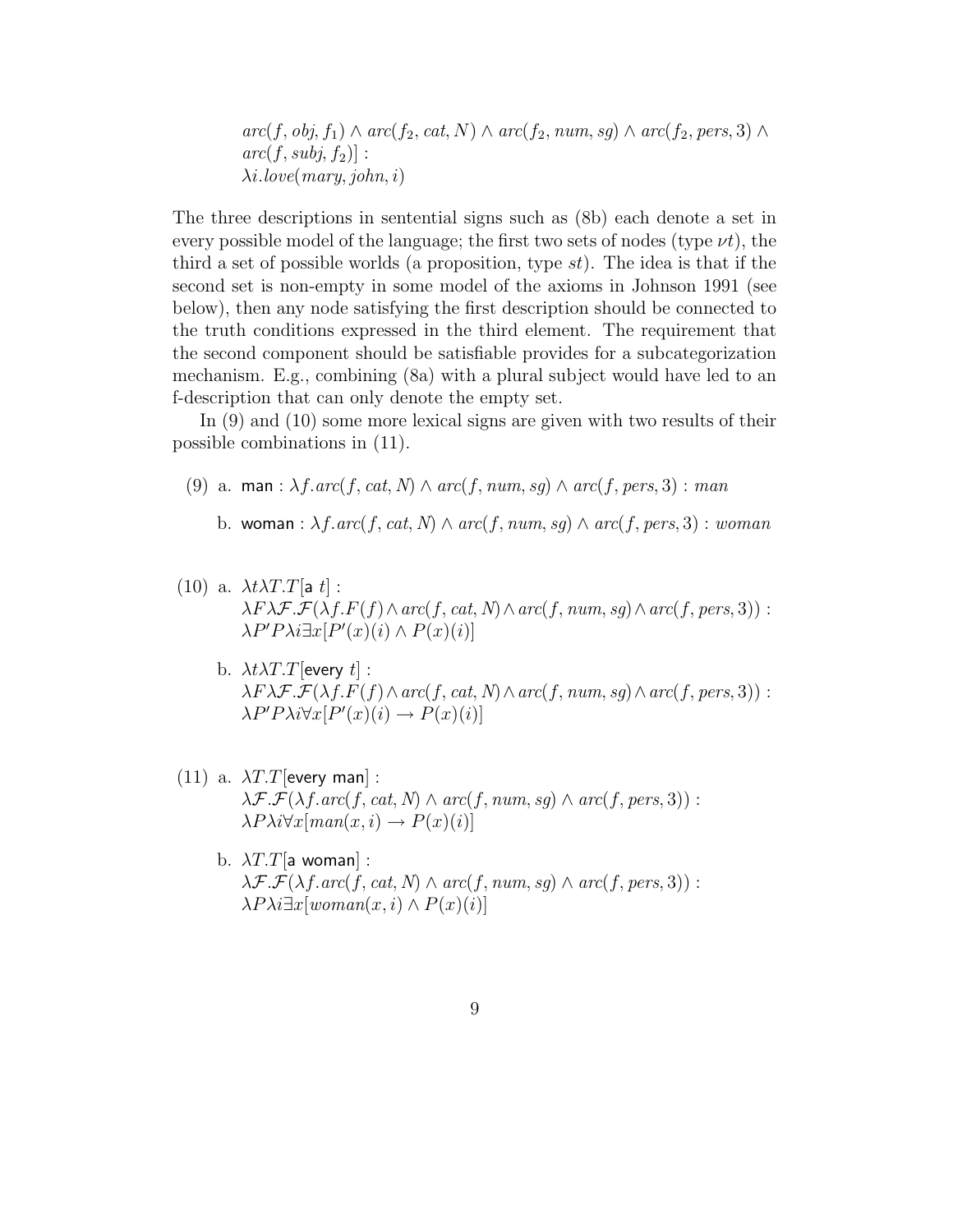$arc(f, obj, f_1) \wedge arc(f_2, cat, N) \wedge arc(f_2, num, sg) \wedge arc(f_2, pers, 3) \wedge$
$arc(f, subj, f_2)]$ :
$\lambda i.love(mary, john, i)$

The three descriptions in sentential signs such as (8b) each denote a set in every possible model of the language; the first two sets of nodes (type $\nu t$), the third a set of possible worlds (a proposition, type $st$). The idea is that if the second set is non-empty in some model of the axioms in Johnson 1991 (see below), then any node satisfying the first description should be connected to the truth conditions expressed in the third element. The requirement that the second component should be satisfiable provides for a subcategorization mechanism. E.g., combining (8a) with a plural subject would have led to an f-description that can only denote the empty set.

In (9) and (10) some more lexical signs are given with two results of their possible combinations in (11).

(9) a. $\mathsf{man} : \lambda f.arc(f, cat, N) \wedge arc(f, num, sg) \wedge arc(f, pers, 3) : man$

b. $\mathsf{woman} : \lambda f.arc(f, cat, N) \wedge arc(f, num, sg) \wedge arc(f, pers, 3) : woman$

(10) a. $\lambda t \lambda T.T[\mathsf{a}\ t]$ :
$\lambda F \lambda \mathcal{F}.\mathcal{F}(\lambda f.F(f) \wedge arc(f, cat, N) \wedge arc(f, num, sg) \wedge arc(f, pers, 3))$ :
$\lambda P' P \lambda i \exists x[P'(x)(i) \wedge P(x)(i)]$

b. $\lambda t \lambda T.T[\mathsf{every}\ t]$ :
$\lambda F \lambda \mathcal{F}.\mathcal{F}(\lambda f.F(f) \wedge arc(f, cat, N) \wedge arc(f, num, sg) \wedge arc(f, pers, 3))$ :
$\lambda P' P \lambda i \forall x[P'(x)(i) \rightarrow P(x)(i)]$

(11) a. $\lambda T.T[\mathsf{every\ man}]$ :
$\lambda \mathcal{F}.\mathcal{F}(\lambda f.arc(f, cat, N) \wedge arc(f, num, sg) \wedge arc(f, pers, 3))$ :
$\lambda P \lambda i \forall x[man(x, i) \rightarrow P(x)(i)]$

b. $\lambda T.T[\mathsf{a\ woman}]$ :
$\lambda \mathcal{F}.\mathcal{F}(\lambda f.arc(f, cat, N) \wedge arc(f, num, sg) \wedge arc(f, pers, 3))$ :
$\lambda P \lambda i \exists x[woman(x, i) \wedge P(x)(i)]$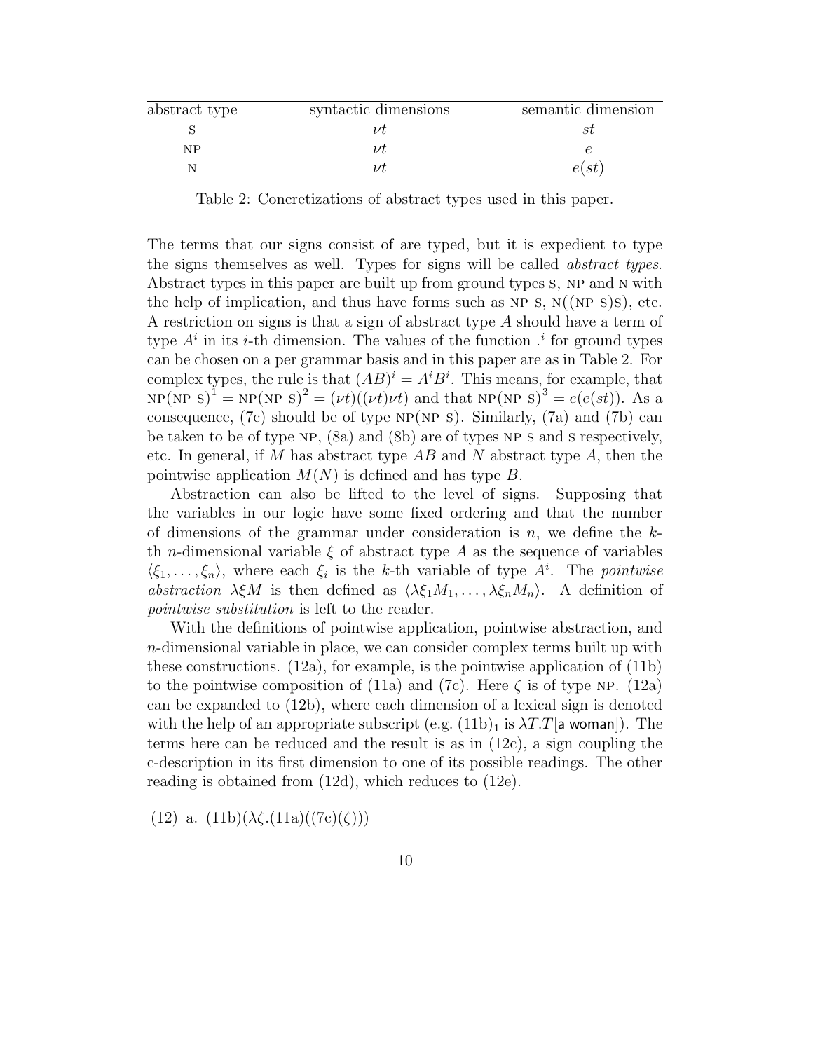| abstract type | syntactic dimensions | semantic dimension |
|---|---|---|
| S | $\nu t$ | $st$ |
| NP | $\nu t$ | $e$ |
| N | $\nu t$ | $e(st)$ |

Table 2: Concretizations of abstract types used in this paper.

The terms that our signs consist of are typed, but it is expedient to type the signs themselves as well. Types for signs will be called *abstract types*. Abstract types in this paper are built up from ground types S, NP and N with the help of implication, and thus have forms such as NP S, N((NP S)S), etc. A restriction on signs is that a sign of abstract type $A$ should have a term of type $A^i$ in its $i$-th dimension. The values of the function $.^i$ for ground types can be chosen on a per grammar basis and in this paper are as in Table 2. For complex types, the rule is that $(AB)^i = A^i B^i$. This means, for example, that $\text{NP}(\text{NP S})^1 = \text{NP}(\text{NP S})^2 = (\nu t)((\nu t)\nu t)$ and that $\text{NP}(\text{NP S})^3 = e(e(st))$. As a consequence, (7c) should be of type NP(NP S). Similarly, (7a) and (7b) can be taken to be of type NP, (8a) and (8b) are of types NP S and S respectively, etc. In general, if $M$ has abstract type $AB$ and $N$ abstract type $A$, then the pointwise application $M(N)$ is defined and has type $B$.

Abstraction can also be lifted to the level of signs. Supposing that the variables in our logic have some fixed ordering and that the number of dimensions of the grammar under consideration is $n$, we define the $k$-th $n$-dimensional variable $\xi$ of abstract type $A$ as the sequence of variables $\langle \xi_1, \ldots, \xi_n \rangle$, where each $\xi_i$ is the $k$-th variable of type $A^i$. The *pointwise abstraction* $\lambda\xi M$ is then defined as $\langle \lambda\xi_1 M_1, \ldots, \lambda\xi_n M_n \rangle$. A definition of *pointwise substitution* is left to the reader.

With the definitions of pointwise application, pointwise abstraction, and $n$-dimensional variable in place, we can consider complex terms built up with these constructions. (12a), for example, is the pointwise application of (11b) to the pointwise composition of (11a) and (7c). Here $\zeta$ is of type NP. (12a) can be expanded to (12b), where each dimension of a lexical sign is denoted with the help of an appropriate subscript (e.g. $(11\text{b})_1$ is $\lambda T.T[\textsf{a woman}]$). The terms here can be reduced and the result is as in (12c), a sign coupling the c-description in its first dimension to one of its possible readings. The other reading is obtained from (12d), which reduces to (12e).

(12) a. $(11\text{b})(\lambda\zeta.(11\text{a})((7\text{c})(\zeta)))$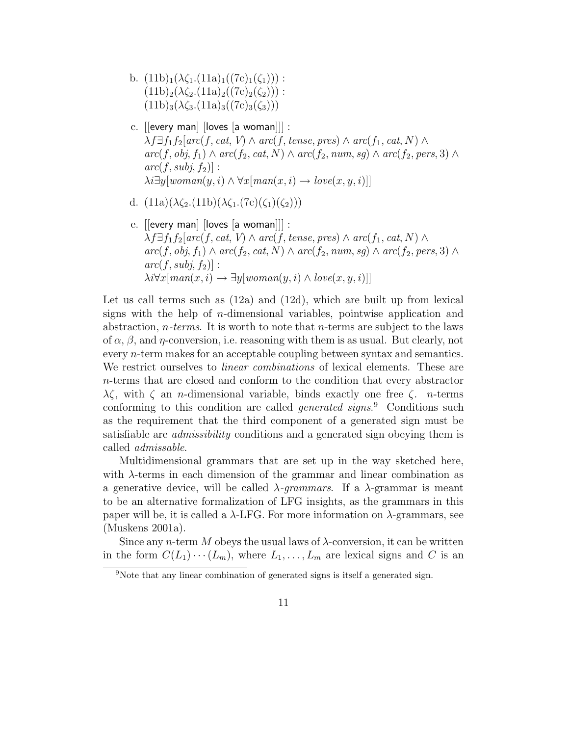b. $(11b)_1(\lambda\zeta_1.(11a)_1((7c)_1(\zeta_1)))$ :
$(11b)_2(\lambda\zeta_2.(11a)_2((7c)_2(\zeta_2)))$ :
$(11b)_3(\lambda\zeta_3.(11a)_3((7c)_3(\zeta_3)))$

c. [[every man] [loves [a woman]]] :
$\lambda f \exists f_1 f_2[arc(f, cat, V) \wedge arc(f, tense, pres) \wedge arc(f_1, cat, N) \wedge arc(f, obj, f_1) \wedge arc(f_2, cat, N) \wedge arc(f_2, num, sg) \wedge arc(f_2, pers, 3) \wedge arc(f, subj, f_2)]$ :
$\lambda i \exists y[woman(y, i) \wedge \forall x[man(x, i) \rightarrow love(x, y, i)]]$

d. $(11a)(\lambda\zeta_2.(11b)(\lambda\zeta_1.(7c)(\zeta_1)(\zeta_2)))$

e. [[every man] [loves [a woman]]] :
$\lambda f \exists f_1 f_2[arc(f, cat, V) \wedge arc(f, tense, pres) \wedge arc(f_1, cat, N) \wedge arc(f, obj, f_1) \wedge arc(f_2, cat, N) \wedge arc(f_2, num, sg) \wedge arc(f_2, pers, 3) \wedge arc(f, subj, f_2)]$ :
$\lambda i \forall x[man(x, i) \rightarrow \exists y[woman(y, i) \wedge love(x, y, i)]]$

Let us call terms such as (12a) and (12d), which are built up from lexical signs with the help of $n$-dimensional variables, pointwise application and abstraction, *n-terms*. It is worth to note that $n$-terms are subject to the laws of $\alpha$, $\beta$, and $\eta$-conversion, i.e. reasoning with them is as usual. But clearly, not every $n$-term makes for an acceptable coupling between syntax and semantics. We restrict ourselves to *linear combinations* of lexical elements. These are $n$-terms that are closed and conform to the condition that every abstractor $\lambda\zeta$, with $\zeta$ an $n$-dimensional variable, binds exactly one free $\zeta$. $n$-terms conforming to this condition are called *generated signs*.[9] Conditions such as the requirement that the third component of a generated sign must be satisfiable are *admissibility* conditions and a generated sign obeying them is called *admissable*.

Multidimensional grammars that are set up in the way sketched here, with $\lambda$-terms in each dimension of the grammar and linear combination as a generative device, will be called *$\lambda$-grammars*. If a $\lambda$-grammar is meant to be an alternative formalization of LFG insights, as the grammars in this paper will be, it is called a $\lambda$-LFG. For more information on $\lambda$-grammars, see (Muskens 2001a).

Since any $n$-term $M$ obeys the usual laws of $\lambda$-conversion, it can be written in the form $C(L_1)\cdots(L_m)$, where $L_1, \ldots, L_m$ are lexical signs and $C$ is an

[9] Note that any linear combination of generated signs is itself a generated sign.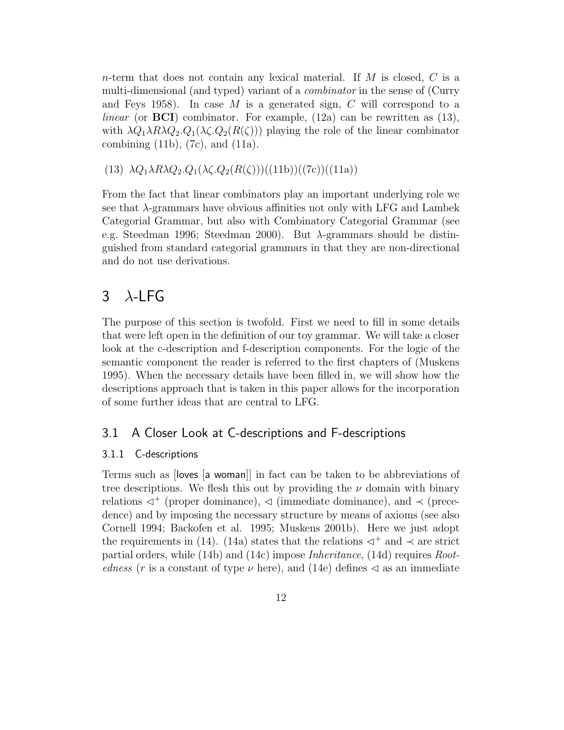$n$-term that does not contain any lexical material. If $M$ is closed, $C$ is a multi-dimensional (and typed) variant of a *combinator* in the sense of (Curry and Feys 1958). In case $M$ is a generated sign, $C$ will correspond to a *linear* (or **BCI**) combinator. For example, (12a) can be rewritten as (13), with $\lambda Q_1 \lambda R \lambda Q_2.Q_1(\lambda\zeta.Q_2(R(\zeta)))$ playing the role of the linear combinator combining (11b), (7c), and (11a).

(13) $\lambda Q_1 \lambda R \lambda Q_2.Q_1(\lambda\zeta.Q_2(R(\zeta)))((11\text{b}))((7\text{c}))((11\text{a}))$

From the fact that linear combinators play an important underlying role we see that $\lambda$-grammars have obvious affinities not only with LFG and Lambek Categorial Grammar, but also with Combinatory Categorial Grammar (see e.g. Steedman 1996; Steedman 2000). But $\lambda$-grammars should be distinguished from standard categorial grammars in that they are non-directional and do not use derivations.

## 3 $\lambda$-LFG

The purpose of this section is twofold. First we need to fill in some details that were left open in the definition of our toy grammar. We will take a closer look at the c-description and f-description components. For the logic of the semantic component the reader is referred to the first chapters of (Muskens 1995). When the necessary details have been filled in, we will show how the descriptions approach that is taken in this paper allows for the incorporation of some further ideas that are central to LFG.

### 3.1 A Closer Look at C-descriptions and F-descriptions

#### 3.1.1 C-descriptions

Terms such as [loves [a woman]] in fact can be taken to be abbreviations of tree descriptions. We flesh this out by providing the $\nu$ domain with binary relations $\lhd^+$ (proper dominance), $\lhd$ (immediate dominance), and $\prec$ (precedence) and by imposing the necessary structure by means of axioms (see also Cornell 1994; Backofen et al. 1995; Muskens 2001b). Here we just adopt the requirements in (14). (14a) states that the relations $\lhd^+$ and $\prec$ are strict partial orders, while (14b) and (14c) impose *Inheritance*, (14d) requires *Rootedness* ($r$ is a constant of type $\nu$ here), and (14e) defines $\lhd$ as an immediate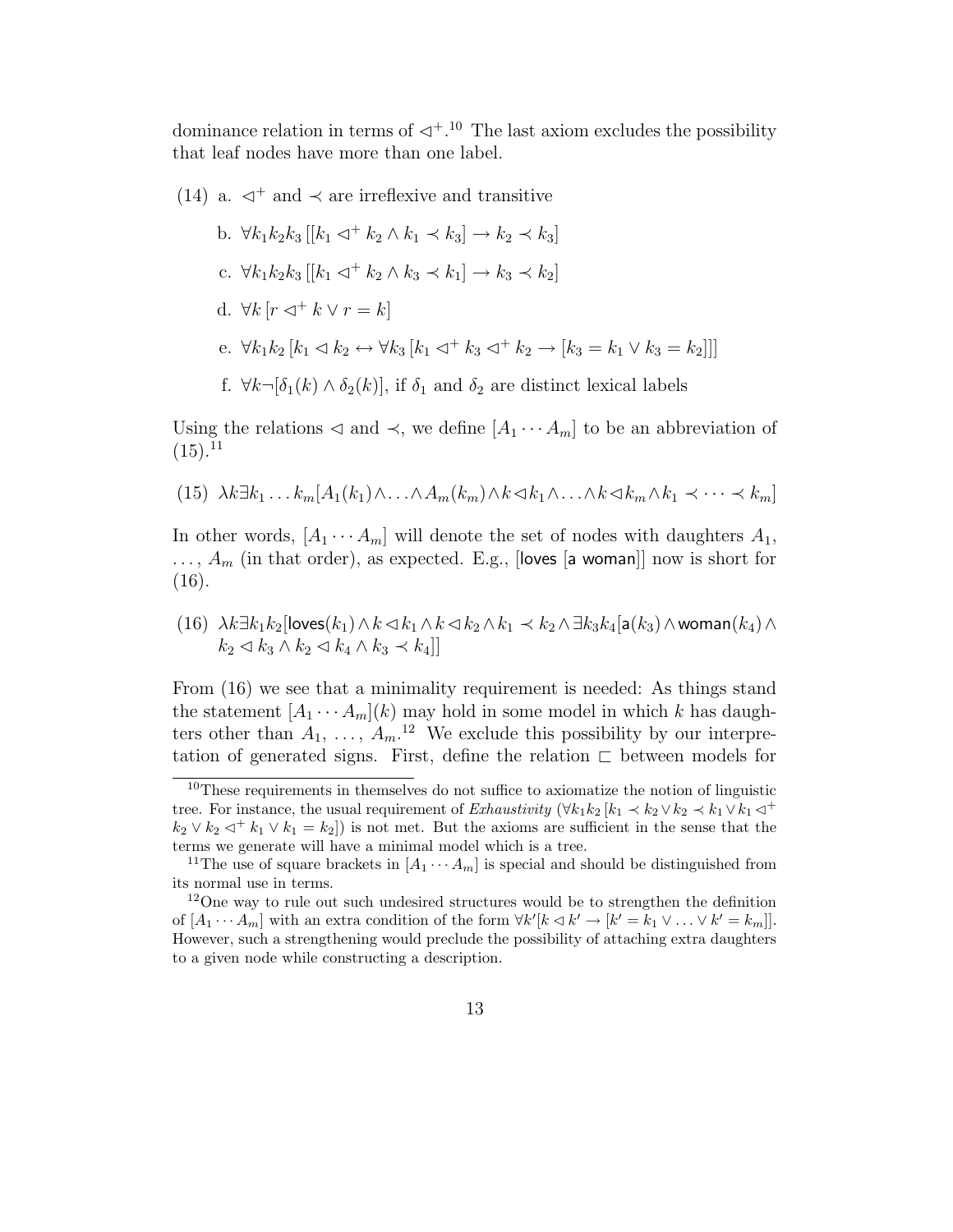dominance relation in terms of $\lhd^+$.[10] The last axiom excludes the possibility that leaf nodes have more than one label.

(14) a. $\lhd^+$ and $\prec$ are irreflexive and transitive

b. $\forall k_1 k_2 k_3\, [[k_1 \lhd^+ k_2 \wedge k_1 \prec k_3] \rightarrow k_2 \prec k_3]$

c. $\forall k_1 k_2 k_3\, [[k_1 \lhd^+ k_2 \wedge k_3 \prec k_1] \rightarrow k_3 \prec k_2]$

d. $\forall k\, [r \lhd^+ k \vee r = k]$

e. $\forall k_1 k_2\, [k_1 \lhd k_2 \leftrightarrow \forall k_3\, [k_1 \lhd^+ k_3 \lhd^+ k_2 \rightarrow [k_3 = k_1 \vee k_3 = k_2]]]$

f. $\forall k \neg[\delta_1(k) \wedge \delta_2(k)]$, if $\delta_1$ and $\delta_2$ are distinct lexical labels

Using the relations $\lhd$ and $\prec$, we define $[A_1 \cdots A_m]$ to be an abbreviation of (15).[11]

(15) $\lambda k \exists k_1 \ldots k_m [A_1(k_1) \wedge \ldots \wedge A_m(k_m) \wedge k \lhd k_1 \wedge \ldots \wedge k \lhd k_m \wedge k_1 \prec \cdots \prec k_m]$

In other words, $[A_1 \cdots A_m]$ will denote the set of nodes with daughters $A_1$, $\ldots$, $A_m$ (in that order), as expected. E.g., [loves [a woman]] now is short for (16).

(16) $\lambda k \exists k_1 k_2 [\mathsf{loves}(k_1) \wedge k \lhd k_1 \wedge k \lhd k_2 \wedge k_1 \prec k_2 \wedge \exists k_3 k_4 [\mathsf{a}(k_3) \wedge \mathsf{woman}(k_4) \wedge k_2 \lhd k_3 \wedge k_2 \lhd k_4 \wedge k_3 \prec k_4]]$

From (16) we see that a minimality requirement is needed: As things stand the statement $[A_1 \cdots A_m](k)$ may hold in some model in which $k$ has daughters other than $A_1$, $\ldots$, $A_m$.[12] We exclude this possibility by our interpretation of generated signs. First, define the relation $\sqsubset$ between models for

---

[10] These requirements in themselves do not suffice to axiomatize the notion of linguistic tree. For instance, the usual requirement of *Exhaustivity* ($\forall k_1 k_2\, [k_1 \prec k_2 \vee k_2 \prec k_1 \vee k_1 \lhd^+ k_2 \vee k_2 \lhd^+ k_1 \vee k_1 = k_2]$) is not met. But the axioms are sufficient in the sense that the terms we generate will have a minimal model which is a tree.

[11] The use of square brackets in $[A_1 \cdots A_m]$ is special and should be distinguished from its normal use in terms.

[12] One way to rule out such undesired structures would be to strengthen the definition of $[A_1 \cdots A_m]$ with an extra condition of the form $\forall k'[k \lhd k' \rightarrow [k' = k_1 \vee \ldots \vee k' = k_m]]$. However, such a strengthening would preclude the possibility of attaching extra daughters to a given node while constructing a description.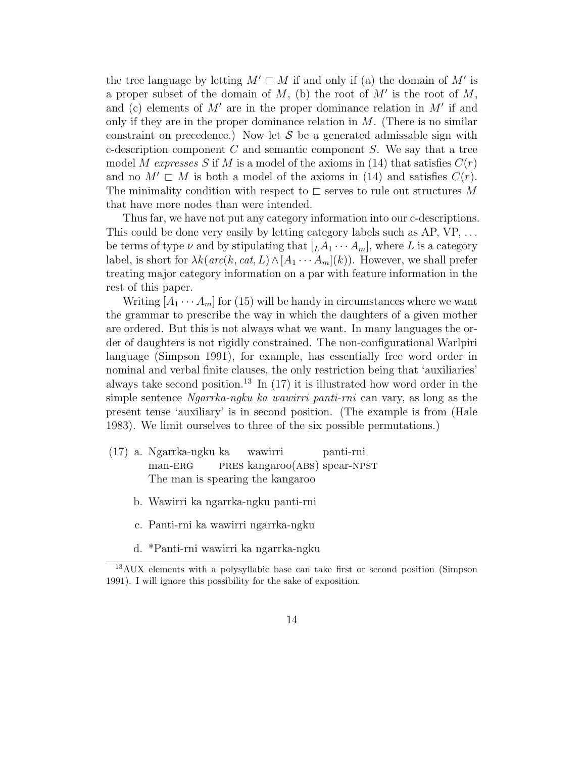the tree language by letting $M' \sqsubset M$ if and only if (a) the domain of $M'$ is a proper subset of the domain of $M$, (b) the root of $M'$ is the root of $M$, and (c) elements of $M'$ are in the proper dominance relation in $M'$ if and only if they are in the proper dominance relation in $M$. (There is no similar constraint on precedence.) Now let $\mathcal{S}$ be a generated admissable sign with c-description component $C$ and semantic component $S$. We say that a tree model $M$ *expresses* $S$ if $M$ is a model of the axioms in (14) that satisfies $C(r)$ and no $M' \sqsubset M$ is both a model of the axioms in (14) and satisfies $C(r)$. The minimality condition with respect to $\sqsubset$ serves to rule out structures $M$ that have more nodes than were intended.

Thus far, we have not put any category information into our c-descriptions. This could be done very easily by letting category labels such as AP, VP, ... be terms of type $\nu$ and by stipulating that $[_L A_1 \cdots A_m]$, where $L$ is a category label, is short for $\lambda k(arc(k, cat, L) \wedge [A_1 \cdots A_m](k))$. However, we shall prefer treating major category information on a par with feature information in the rest of this paper.

Writing $[A_1 \cdots A_m]$ for (15) will be handy in circumstances where we want the grammar to prescribe the way in which the daughters of a given mother are ordered. But this is not always what we want. In many languages the order of daughters is not rigidly constrained. The non-configurational Warlpiri language (Simpson 1991), for example, has essentially free word order in nominal and verbal finite clauses, the only restriction being that 'auxiliaries' always take second position.[13] In (17) it is illustrated how word order in the simple sentence *Ngarrka-ngku ka wawirri panti-rni* can vary, as long as the present tense 'auxiliary' is in second position. (The example is from (Hale 1983). We limit ourselves to three of the six possible permutations.)

(17) a. Ngarrka-ngku ka wawirri panti-rni
man-ERG PRES kangaroo(ABS) spear-NPST
The man is spearing the kangaroo

b. Wawirri ka ngarrka-ngku panti-rni

c. Panti-rni ka wawirri ngarrka-ngku

d. *Panti-rni wawirri ka ngarrka-ngku

[13] AUX elements with a polysyllabic base can take first or second position (Simpson 1991). I will ignore this possibility for the sake of exposition.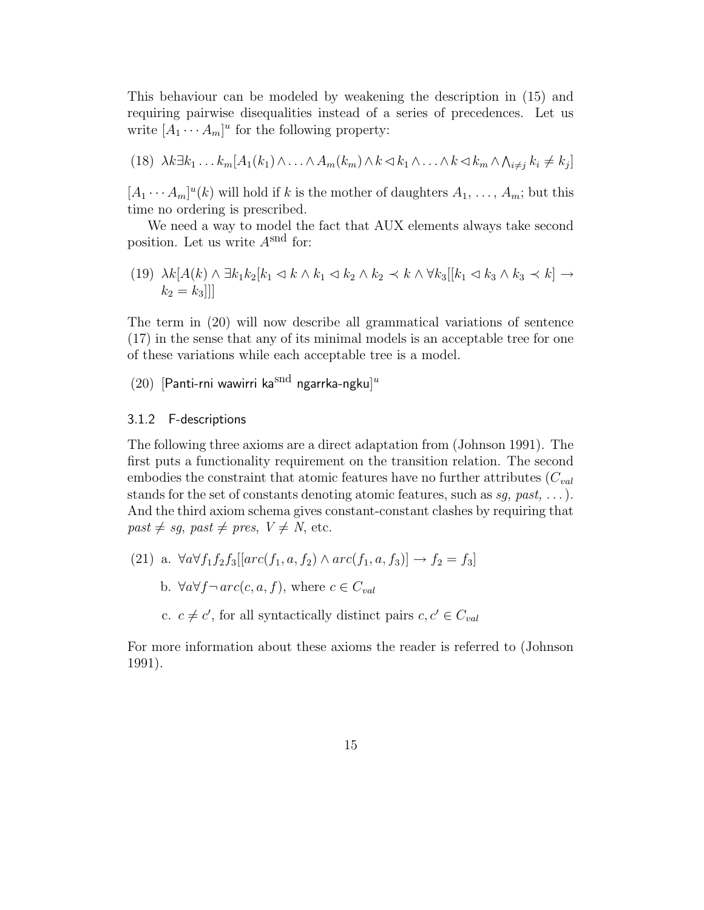This behaviour can be modeled by weakening the description in (15) and requiring pairwise disequalities instead of a series of precedences. Let us write $[A_1 \cdots A_m]^u$ for the following property:

(18) $\lambda k \exists k_1 \ldots k_m [A_1(k_1) \wedge \ldots \wedge A_m(k_m) \wedge k \lhd k_1 \wedge \ldots \wedge k \lhd k_m \wedge \bigwedge_{i \neq j} k_i \neq k_j]$

$[A_1 \cdots A_m]^u(k)$ will hold if $k$ is the mother of daughters $A_1, \ldots, A_m$; but this time no ordering is prescribed.

We need a way to model the fact that AUX elements always take second position. Let us write $A^{\mathrm{snd}}$ for:

(19) $\lambda k [A(k) \wedge \exists k_1 k_2 [k_1 \lhd k \wedge k_1 \lhd k_2 \wedge k_2 \prec k \wedge \forall k_3 [[k_1 \lhd k_3 \wedge k_3 \prec k] \rightarrow k_2 = k_3]]]$

The term in (20) will now describe all grammatical variations of sentence (17) in the sense that any of its minimal models is an acceptable tree for one of these variations while each acceptable tree is a model.

(20) $[\textsf{Panti-rni wawirri ka}^{\mathrm{snd}} \textsf{ ngarrka-ngku}]^u$

### 3.1.2 F-descriptions

The following three axioms are a direct adaptation from (Johnson 1991). The first puts a functionality requirement on the transition relation. The second embodies the constraint that atomic features have no further attributes ($C_{val}$ stands for the set of constants denoting atomic features, such as *sg, past, . . .*). And the third axiom schema gives constant-constant clashes by requiring that $past \neq sg$, $past \neq pres$, $V \neq N$, etc.

(21) a. $\forall a \forall f_1 f_2 f_3 [[arc(f_1, a, f_2) \wedge arc(f_1, a, f_3)] \rightarrow f_2 = f_3]$

b. $\forall a \forall f \neg\, arc(c, a, f)$, where $c \in C_{val}$

c. $c \neq c'$, for all syntactically distinct pairs $c, c' \in C_{val}$

For more information about these axioms the reader is referred to (Johnson 1991).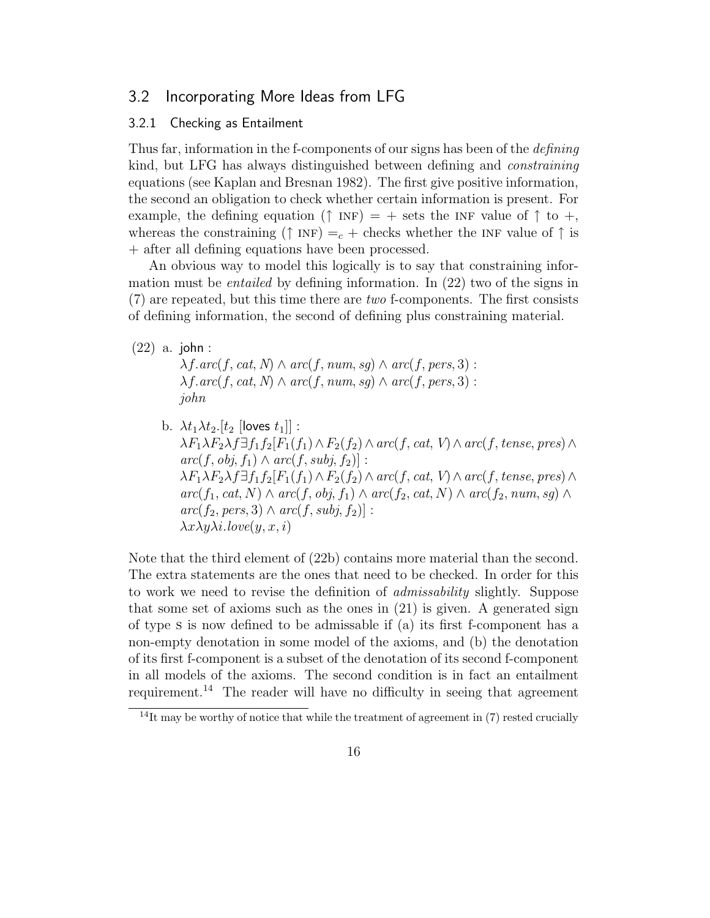## 3.2 Incorporating More Ideas from LFG

### 3.2.1 Checking as Entailment

Thus far, information in the f-components of our signs has been of the *defining* kind, but LFG has always distinguished between defining and *constraining* equations (see Kaplan and Bresnan 1982). The first give positive information, the second an obligation to check whether certain information is present. For example, the defining equation ($\uparrow$ INF) = + sets the INF value of $\uparrow$ to +, whereas the constraining ($\uparrow$ INF) $=_c$ + checks whether the INF value of $\uparrow$ is + after all defining equations have been processed.

An obvious way to model this logically is to say that constraining information must be *entailed* by defining information. In (22) two of the signs in (7) are repeated, but this time there are *two* f-components. The first consists of defining information, the second of defining plus constraining material.

(22) a. john :
$\lambda f.arc(f, cat, N) \wedge arc(f, num, sg) \wedge arc(f, pers, 3)$ :
$\lambda f.arc(f, cat, N) \wedge arc(f, num, sg) \wedge arc(f, pers, 3)$ :
*john*

b. $\lambda t_1 \lambda t_2.[t_2 \text{ [loves } t_1]]$ :
$\lambda F_1 \lambda F_2 \lambda f \exists f_1 f_2 [F_1(f_1) \wedge F_2(f_2) \wedge arc(f, cat, V) \wedge arc(f, tense, pres) \wedge arc(f, obj, f_1) \wedge arc(f, subj, f_2)]$ :
$\lambda F_1 \lambda F_2 \lambda f \exists f_1 f_2 [F_1(f_1) \wedge F_2(f_2) \wedge arc(f, cat, V) \wedge arc(f, tense, pres) \wedge arc(f_1, cat, N) \wedge arc(f, obj, f_1) \wedge arc(f_2, cat, N) \wedge arc(f_2, num, sg) \wedge arc(f_2, pers, 3) \wedge arc(f, subj, f_2)]$ :
$\lambda x \lambda y \lambda i.love(y, x, i)$

Note that the third element of (22b) contains more material than the second. The extra statements are the ones that need to be checked. In order for this to work we need to revise the definition of *admissability* slightly. Suppose that some set of axioms such as the ones in (21) is given. A generated sign of type S is now defined to be admissable if (a) its first f-component has a non-empty denotation in some model of the axioms, and (b) the denotation of its first f-component is a subset of the denotation of its second f-component in all models of the axioms. The second condition is in fact an entailment requirement.[14] The reader will have no difficulty in seeing that agreement

[14] It may be worthy of notice that while the treatment of agreement in (7) rested crucially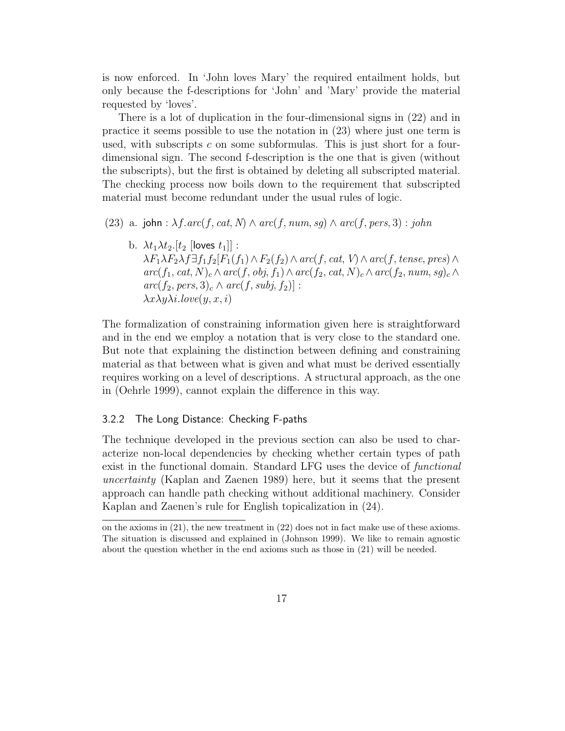is now enforced. In 'John loves Mary' the required entailment holds, but only because the f-descriptions for 'John' and 'Mary' provide the material requested by 'loves'.

There is a lot of duplication in the four-dimensional signs in (22) and in practice it seems possible to use the notation in (23) where just one term is used, with subscripts $c$ on some subformulas. This is just short for a four-dimensional sign. The second f-description is the one that is given (without the subscripts), but the first is obtained by deleting all subscripted material. The checking process now boils down to the requirement that subscripted material must become redundant under the usual rules of logic.

(23) a. $\mathsf{john} : \lambda f.arc(f, cat, N) \wedge arc(f, num, sg) \wedge arc(f, pers, 3) : john$

b. $\lambda t_1 \lambda t_2.[t_2\ [\mathsf{loves}\ t_1]]$ :
$\lambda F_1 \lambda F_2 \lambda f \exists f_1 f_2 [F_1(f_1) \wedge F_2(f_2) \wedge arc(f, cat, V) \wedge arc(f, tense, pres) \wedge arc(f_1, cat, N)_c \wedge arc(f, obj, f_1) \wedge arc(f_2, cat, N)_c \wedge arc(f_2, num, sg)_c \wedge arc(f_2, pers, 3)_c \wedge arc(f, subj, f_2)]$ :
$\lambda x \lambda y \lambda i.love(y, x, i)$

The formalization of constraining information given here is straightforward and in the end we employ a notation that is very close to the standard one. But note that explaining the distinction between defining and constraining material as that between what is given and what must be derived essentially requires working on a level of descriptions. A structural approach, as the one in (Oehrle 1999), cannot explain the difference in this way.

### 3.2.2 The Long Distance: Checking F-paths

The technique developed in the previous section can also be used to characterize non-local dependencies by checking whether certain types of path exist in the functional domain. Standard LFG uses the device of *functional uncertainty* (Kaplan and Zaenen 1989) here, but it seems that the present approach can handle path checking without additional machinery. Consider Kaplan and Zaenen's rule for English topicalization in (24).

---

on the axioms in (21), the new treatment in (22) does not in fact make use of these axioms. The situation is discussed and explained in (Johnson 1999). We like to remain agnostic about the question whether in the end axioms such as those in (21) will be needed.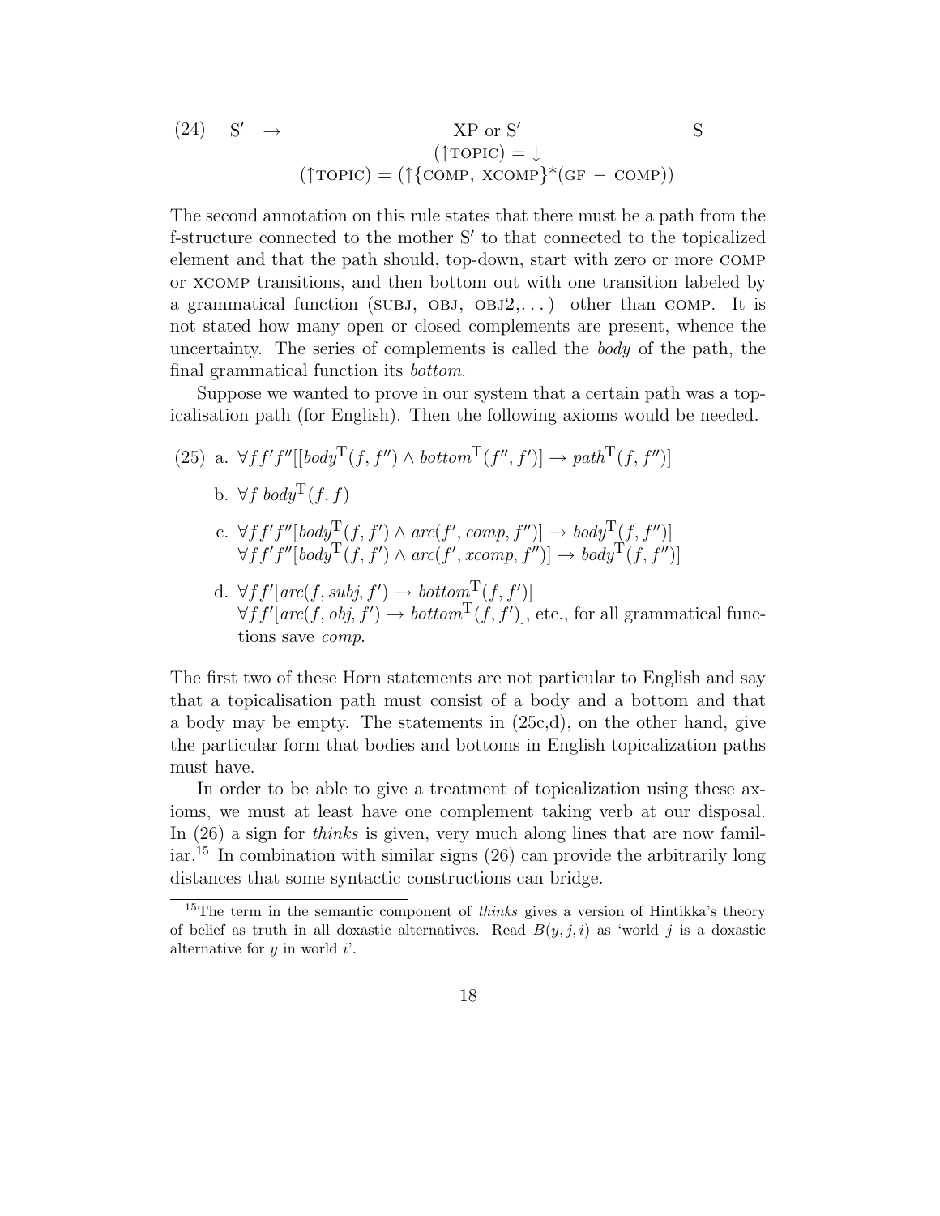(24) $\text{S}' \rightarrow$ XP or $\text{S}'$ S

$$(\uparrow\text{TOPIC}) = \downarrow$$
$$(\uparrow\text{TOPIC}) = (\uparrow\{\text{COMP, XCOMP}\}^{*}(\text{GF} - \text{COMP}))$$

The second annotation on this rule states that there must be a path from the f-structure connected to the mother $\text{S}'$ to that connected to the topicalized element and that the path should, top-down, start with zero or more COMP or XCOMP transitions, and then bottom out with one transition labeled by a grammatical function (SUBJ, OBJ, OBJ2,. . . ) other than COMP. It is not stated how many open or closed complements are present, whence the uncertainty. The series of complements is called the *body* of the path, the final grammatical function its *bottom*.

Suppose we wanted to prove in our system that a certain path was a topicalisation path (for English). Then the following axioms would be needed.

(25) a. $\forall f f' f''[[\mathit{body}^{\mathrm{T}}(f, f'') \wedge \mathit{bottom}^{\mathrm{T}}(f'', f')] \rightarrow \mathit{path}^{\mathrm{T}}(f, f'')]$

b. $\forall f\ \mathit{body}^{\mathrm{T}}(f, f)$

c. $\forall f f' f''[\mathit{body}^{\mathrm{T}}(f, f') \wedge \mathit{arc}(f', \mathit{comp}, f'')] \rightarrow \mathit{body}^{\mathrm{T}}(f, f'')]$
$\forall f f' f''[\mathit{body}^{\mathrm{T}}(f, f') \wedge \mathit{arc}(f', \mathit{xcomp}, f'')] \rightarrow \mathit{body}^{\mathrm{T}}(f, f'')]$

d. $\forall f f'[\mathit{arc}(f, \mathit{subj}, f') \rightarrow \mathit{bottom}^{\mathrm{T}}(f, f')]$
$\forall f f'[\mathit{arc}(f, \mathit{obj}, f') \rightarrow \mathit{bottom}^{\mathrm{T}}(f, f')]$, etc., for all grammatical functions save *comp*.

The first two of these Horn statements are not particular to English and say that a topicalisation path must consist of a body and a bottom and that a body may be empty. The statements in (25c,d), on the other hand, give the particular form that bodies and bottoms in English topicalization paths must have.

In order to be able to give a treatment of topicalization using these axioms, we must at least have one complement taking verb at our disposal. In (26) a sign for *thinks* is given, very much along lines that are now familiar.[15] In combination with similar signs (26) can provide the arbitrarily long distances that some syntactic constructions can bridge.

[15] The term in the semantic component of *thinks* gives a version of Hintikka's theory of belief as truth in all doxastic alternatives. Read $B(y, j, i)$ as 'world $j$ is a doxastic alternative for $y$ in world $i$'.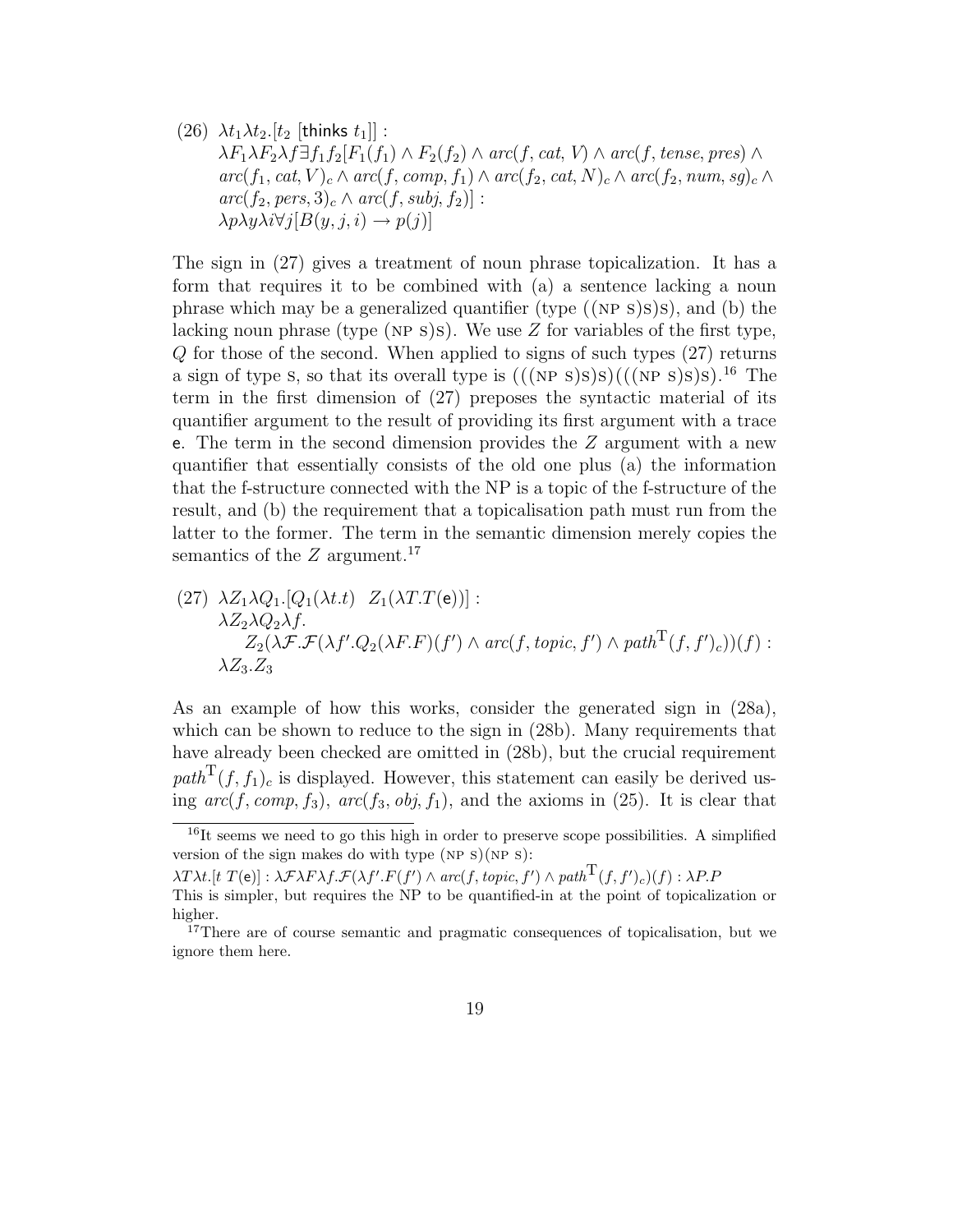(26) $\lambda t_1 \lambda t_2.[t_2 \text{ [}\mathsf{thinks}\ t_1]]$ :
$\lambda F_1 \lambda F_2 \lambda f \exists f_1 f_2 [F_1(f_1) \wedge F_2(f_2) \wedge arc(f, cat, V) \wedge arc(f, tense, pres) \wedge arc(f_1, cat, V)_c \wedge arc(f, comp, f_1) \wedge arc(f_2, cat, N)_c \wedge arc(f_2, num, sg)_c \wedge arc(f_2, pers, 3)_c \wedge arc(f, subj, f_2)]$ :
$\lambda p \lambda y \lambda i \forall j [B(y, j, i) \rightarrow p(j)]$

The sign in (27) gives a treatment of noun phrase topicalization. It has a form that requires it to be combined with (a) a sentence lacking a noun phrase which may be a generalized quantifier (type ((NP S)S)S), and (b) the lacking noun phrase (type (NP S)S). We use $Z$ for variables of the first type, $Q$ for those of the second. When applied to signs of such types (27) returns a sign of type S, so that its overall type is (((NP S)S)S)(((NP S)S)S).[16] The term in the first dimension of (27) preposes the syntactic material of its quantifier argument to the result of providing its first argument with a trace $\mathsf{e}$. The term in the second dimension provides the $Z$ argument with a new quantifier that essentially consists of the old one plus (a) the information that the f-structure connected with the NP is a topic of the f-structure of the result, and (b) the requirement that a topicalisation path must run from the latter to the former. The term in the semantic dimension merely copies the semantics of the $Z$ argument.[17]

(27) $\lambda Z_1 \lambda Q_1.[Q_1(\lambda t.t) \quad Z_1(\lambda T.T(\mathsf{e}))]$ :
$\lambda Z_2 \lambda Q_2 \lambda f.$
$\quad Z_2(\lambda \mathcal{F}.\mathcal{F}(\lambda f'.Q_2(\lambda F.F)(f') \wedge arc(f, topic, f') \wedge path^{\mathrm{T}}(f, f')_c))(f)$ :
$\lambda Z_3.Z_3$

As an example of how this works, consider the generated sign in (28a), which can be shown to reduce to the sign in (28b). Many requirements that have already been checked are omitted in (28b), but the crucial requirement $path^{\mathrm{T}}(f, f_1)_c$ is displayed. However, this statement can easily be derived using $arc(f, comp, f_3)$, $arc(f_3, obj, f_1)$, and the axioms in (25). It is clear that

[16] It seems we need to go this high in order to preserve scope possibilities. A simplified version of the sign makes do with type (NP S)(NP S):
$\lambda T \lambda t.[t\ T(\mathsf{e})] : \lambda \mathcal{F} \lambda F \lambda f.\mathcal{F}(\lambda f'.F(f') \wedge arc(f, topic, f') \wedge path^{\mathrm{T}}(f, f')_c)(f) : \lambda P.P$
This is simpler, but requires the NP to be quantified-in at the point of topicalization or higher.

[17] There are of course semantic and pragmatic consequences of topicalisation, but we ignore them here.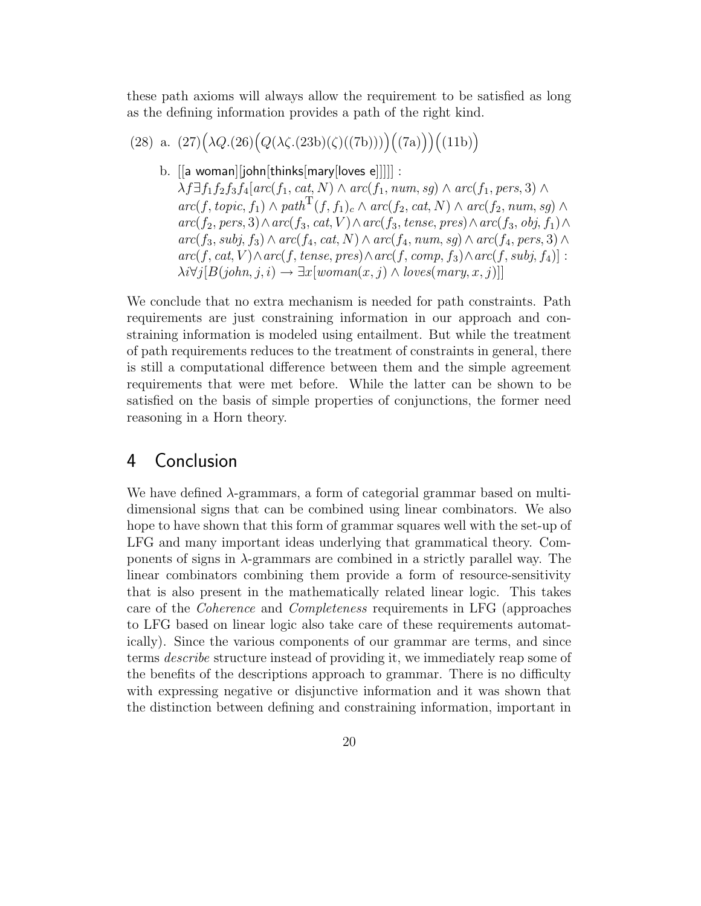these path axioms will always allow the requirement to be satisfied as long as the defining information provides a path of the right kind.

(28) a. $(27)\Big(\lambda Q.(26)\Big(Q(\lambda\zeta.(23\mathrm{b})(\zeta)((7\mathrm{b})))\Big)\Big((7\mathrm{a})\Big)\Big)\Big((11\mathrm{b})\Big)$

b. [[a woman][john[thinks[mary[loves e]]]]] :
$\lambda f \exists f_1 f_2 f_3 f_4[arc(f_1, cat, N) \wedge arc(f_1, num, sg) \wedge arc(f_1, pers, 3) \wedge arc(f, topic, f_1) \wedge path^{\mathrm{T}}(f, f_1)_c \wedge arc(f_2, cat, N) \wedge arc(f_2, num, sg) \wedge arc(f_2, pers, 3) \wedge arc(f_3, cat, V) \wedge arc(f_3, tense, pres) \wedge arc(f_3, obj, f_1) \wedge arc(f_3, subj, f_3) \wedge arc(f_4, cat, N) \wedge arc(f_4, num, sg) \wedge arc(f_4, pers, 3) \wedge arc(f, cat, V) \wedge arc(f, tense, pres) \wedge arc(f, comp, f_3) \wedge arc(f, subj, f_4)]$ :
$\lambda i \forall j[B(john, j, i) \rightarrow \exists x[woman(x, j) \wedge loves(mary, x, j)]]$

We conclude that no extra mechanism is needed for path constraints. Path requirements are just constraining information in our approach and constraining information is modeled using entailment. But while the treatment of path requirements reduces to the treatment of constraints in general, there is still a computational difference between them and the simple agreement requirements that were met before. While the latter can be shown to be satisfied on the basis of simple properties of conjunctions, the former need reasoning in a Horn theory.

# 4 Conclusion

We have defined $\lambda$-grammars, a form of categorial grammar based on multi-dimensional signs that can be combined using linear combinators. We also hope to have shown that this form of grammar squares well with the set-up of LFG and many important ideas underlying that grammatical theory. Components of signs in $\lambda$-grammars are combined in a strictly parallel way. The linear combinators combining them provide a form of resource-sensitivity that is also present in the mathematically related linear logic. This takes care of the *Coherence* and *Completeness* requirements in LFG (approaches to LFG based on linear logic also take care of these requirements automatically). Since the various components of our grammar are terms, and since terms *describe* structure instead of providing it, we immediately reap some of the benefits of the descriptions approach to grammar. There is no difficulty with expressing negative or disjunctive information and it was shown that the distinction between defining and constraining information, important in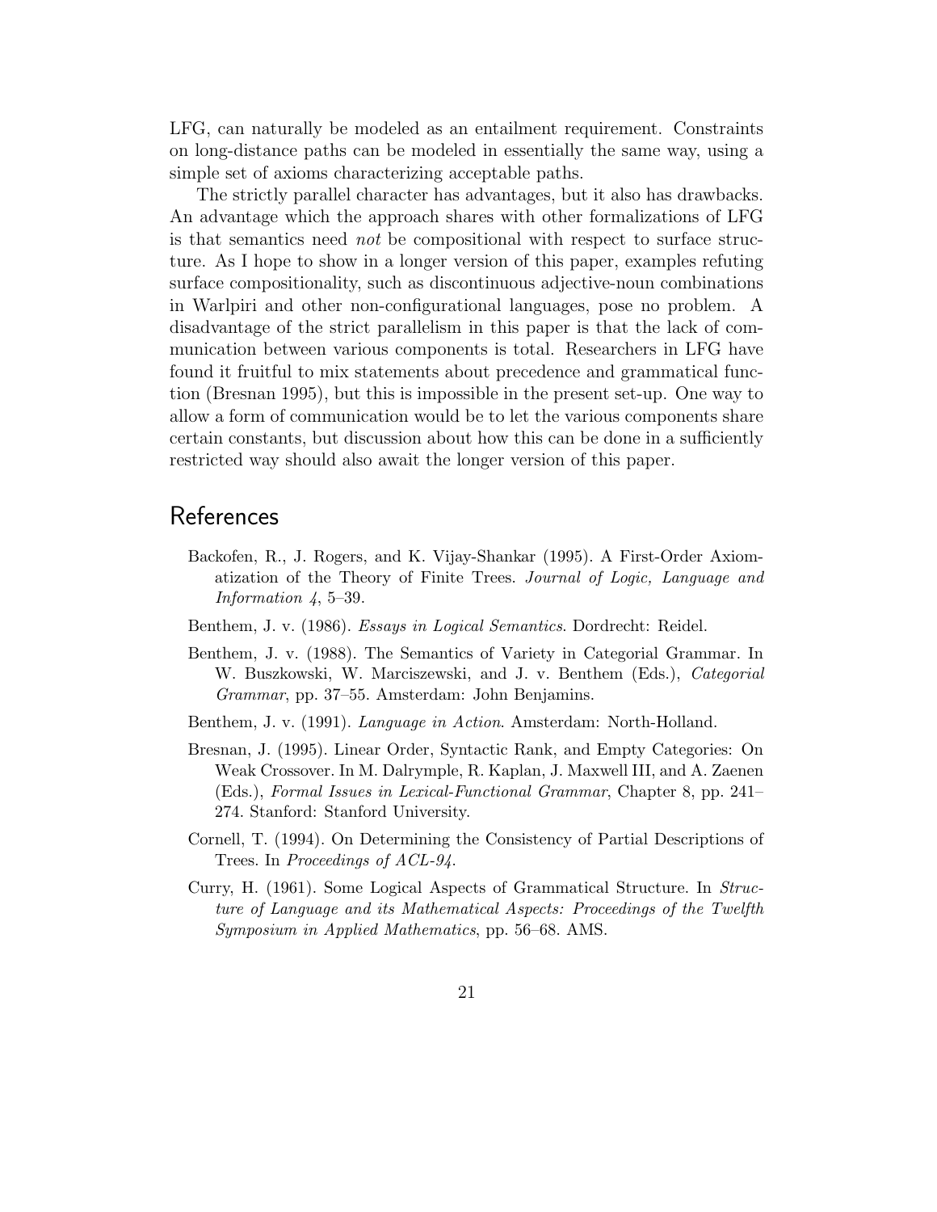LFG, can naturally be modeled as an entailment requirement. Constraints on long-distance paths can be modeled in essentially the same way, using a simple set of axioms characterizing acceptable paths.

The strictly parallel character has advantages, but it also has drawbacks. An advantage which the approach shares with other formalizations of LFG is that semantics need *not* be compositional with respect to surface structure. As I hope to show in a longer version of this paper, examples refuting surface compositionality, such as discontinuous adjective-noun combinations in Walpiri and other non-configurational languages, pose no problem. A disadvantage of the strict parallelism in this paper is that the lack of communication between various components is total. Researchers in LFG have found it fruitful to mix statements about precedence and grammatical function (Bresnan 1995), but this is impossible in the present set-up. One way to allow a form of communication would be to let the various components share certain constants, but discussion about how this can be done in a sufficiently restricted way should also await the longer version of this paper.

## References

Backofen, R., J. Rogers, and K. Vijay-Shankar (1995). A First-Order Axiomatization of the Theory of Finite Trees. *Journal of Logic, Language and Information 4*, 5–39.

Benthem, J. v. (1986). *Essays in Logical Semantics*. Dordrecht: Reidel.

Benthem, J. v. (1988). The Semantics of Variety in Categorial Grammar. In W. Buszkowski, W. Marciszewski, and J. v. Benthem (Eds.), *Categorial Grammar*, pp. 37–55. Amsterdam: John Benjamins.

Benthem, J. v. (1991). *Language in Action*. Amsterdam: North-Holland.

Bresnan, J. (1995). Linear Order, Syntactic Rank, and Empty Categories: On Weak Crossover. In M. Dalrymple, R. Kaplan, J. Maxwell III, and A. Zaenen (Eds.), *Formal Issues in Lexical-Functional Grammar*, Chapter 8, pp. 241–274. Stanford: Stanford University.

Cornell, T. (1994). On Determining the Consistency of Partial Descriptions of Trees. In *Proceedings of ACL-94*.

Curry, H. (1961). Some Logical Aspects of Grammatical Structure. In *Structure of Language and its Mathematical Aspects: Proceedings of the Twelfth Symposium in Applied Mathematics*, pp. 56–68. AMS.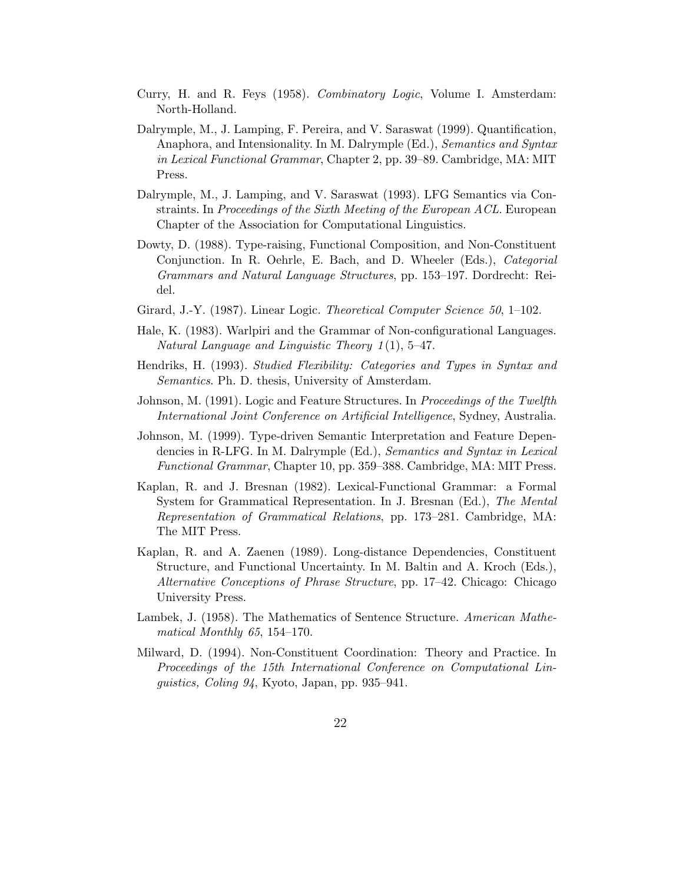Curry, H. and R. Feys (1958). *Combinatory Logic*, Volume I. Amsterdam: North-Holland.

Dalrymple, M., J. Lamping, F. Pereira, and V. Saraswat (1999). Quantification, Anaphora, and Intensionality. In M. Dalrymple (Ed.), *Semantics and Syntax in Lexical Functional Grammar*, Chapter 2, pp. 39–89. Cambridge, MA: MIT Press.

Dalrymple, M., J. Lamping, and V. Saraswat (1993). LFG Semantics via Constraints. In *Proceedings of the Sixth Meeting of the European ACL*. European Chapter of the Association for Computational Linguistics.

Dowty, D. (1988). Type-raising, Functional Composition, and Non-Constituent Conjunction. In R. Oehrle, E. Bach, and D. Wheeler (Eds.), *Categorial Grammars and Natural Language Structures*, pp. 153–197. Dordrecht: Reidel.

Girard, J.-Y. (1987). Linear Logic. *Theoretical Computer Science 50*, 1–102.

Hale, K. (1983). Warlpiri and the Grammar of Non-configurational Languages. *Natural Language and Linguistic Theory 1*(1), 5–47.

Hendriks, H. (1993). *Studied Flexibility: Categories and Types in Syntax and Semantics*. Ph. D. thesis, University of Amsterdam.

Johnson, M. (1991). Logic and Feature Structures. In *Proceedings of the Twelfth International Joint Conference on Artificial Intelligence*, Sydney, Australia.

Johnson, M. (1999). Type-driven Semantic Interpretation and Feature Dependencies in R-LFG. In M. Dalrymple (Ed.), *Semantics and Syntax in Lexical Functional Grammar*, Chapter 10, pp. 359–388. Cambridge, MA: MIT Press.

Kaplan, R. and J. Bresnan (1982). Lexical-Functional Grammar: a Formal System for Grammatical Representation. In J. Bresnan (Ed.), *The Mental Representation of Grammatical Relations*, pp. 173–281. Cambridge, MA: The MIT Press.

Kaplan, R. and A. Zaenen (1989). Long-distance Dependencies, Constituent Structure, and Functional Uncertainty. In M. Baltin and A. Kroch (Eds.), *Alternative Conceptions of Phrase Structure*, pp. 17–42. Chicago: Chicago University Press.

Lambek, J. (1958). The Mathematics of Sentence Structure. *American Mathematical Monthly 65*, 154–170.

Milward, D. (1994). Non-Constituent Coordination: Theory and Practice. In *Proceedings of the 15th International Conference on Computational Linguistics, Coling 94*, Kyoto, Japan, pp. 935–941.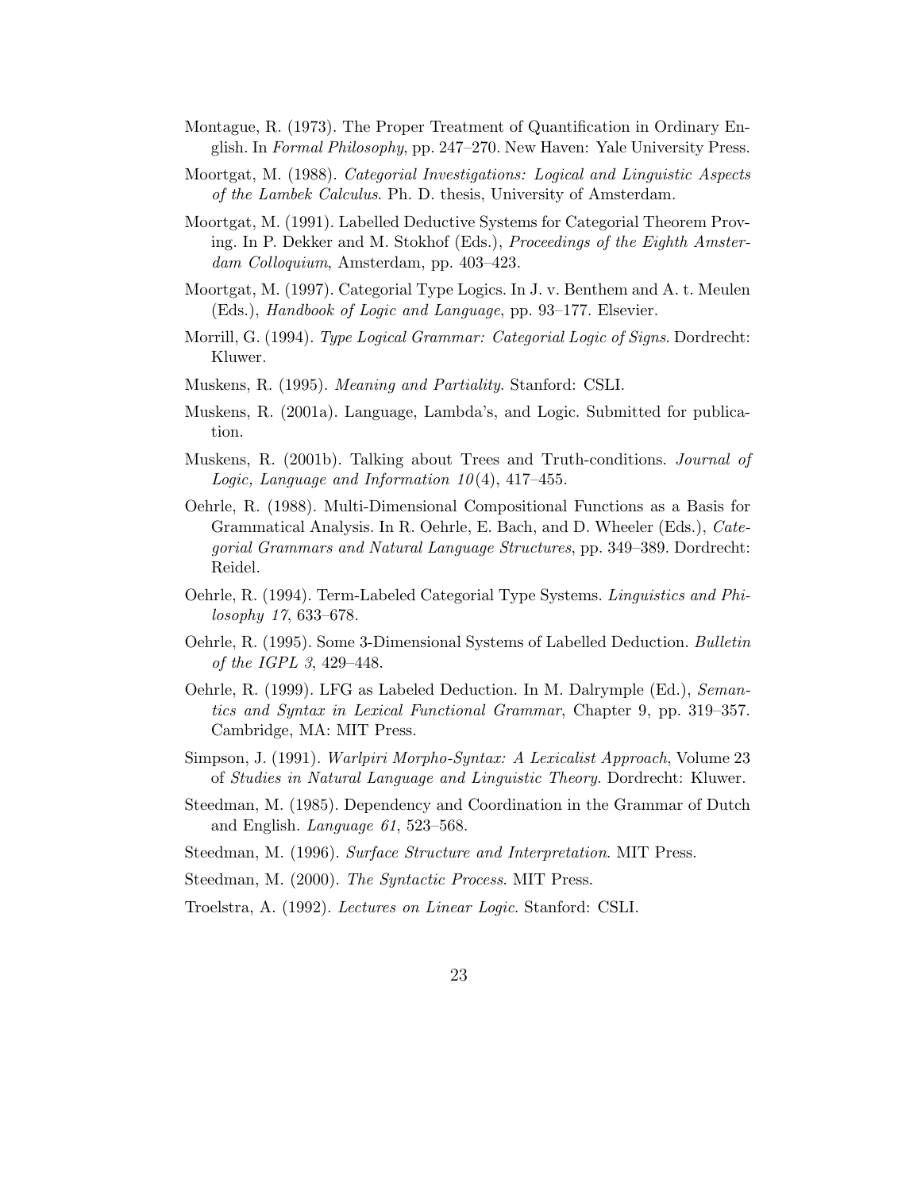Montague, R. (1973). The Proper Treatment of Quantification in Ordinary English. In *Formal Philosophy*, pp. 247–270. New Haven: Yale University Press.

Moortgat, M. (1988). *Categorial Investigations: Logical and Linguistic Aspects of the Lambek Calculus*. Ph. D. thesis, University of Amsterdam.

Moortgat, M. (1991). Labelled Deductive Systems for Categorial Theorem Proving. In P. Dekker and M. Stokhof (Eds.), *Proceedings of the Eighth Amsterdam Colloquium*, Amsterdam, pp. 403–423.

Moortgat, M. (1997). Categorial Type Logics. In J. v. Benthem and A. t. Meulen (Eds.), *Handbook of Logic and Language*, pp. 93–177. Elsevier.

Morrill, G. (1994). *Type Logical Grammar: Categorial Logic of Signs*. Dordrecht: Kluwer.

Muskens, R. (1995). *Meaning and Partiality*. Stanford: CSLI.

Muskens, R. (2001a). Language, Lambda's, and Logic. Submitted for publication.

Muskens, R. (2001b). Talking about Trees and Truth-conditions. *Journal of Logic, Language and Information 10*(4), 417–455.

Oehrle, R. (1988). Multi-Dimensional Compositional Functions as a Basis for Grammatical Analysis. In R. Oehrle, E. Bach, and D. Wheeler (Eds.), *Categorial Grammars and Natural Language Structures*, pp. 349–389. Dordrecht: Reidel.

Oehrle, R. (1994). Term-Labeled Categorial Type Systems. *Linguistics and Philosophy 17*, 633–678.

Oehrle, R. (1995). Some 3-Dimensional Systems of Labelled Deduction. *Bulletin of the IGPL 3*, 429–448.

Oehrle, R. (1999). LFG as Labeled Deduction. In M. Dalrymple (Ed.), *Semantics and Syntax in Lexical Functional Grammar*, Chapter 9, pp. 319–357. Cambridge, MA: MIT Press.

Simpson, J. (1991). *Warlpiri Morpho-Syntax: A Lexicalist Approach*, Volume 23 of *Studies in Natural Language and Linguistic Theory*. Dordrecht: Kluwer.

Steedman, M. (1985). Dependency and Coordination in the Grammar of Dutch and English. *Language 61*, 523–568.

Steedman, M. (1996). *Surface Structure and Interpretation*. MIT Press.

Steedman, M. (2000). *The Syntactic Process*. MIT Press.

Troelstra, A. (1992). *Lectures on Linear Logic*. Stanford: CSLI.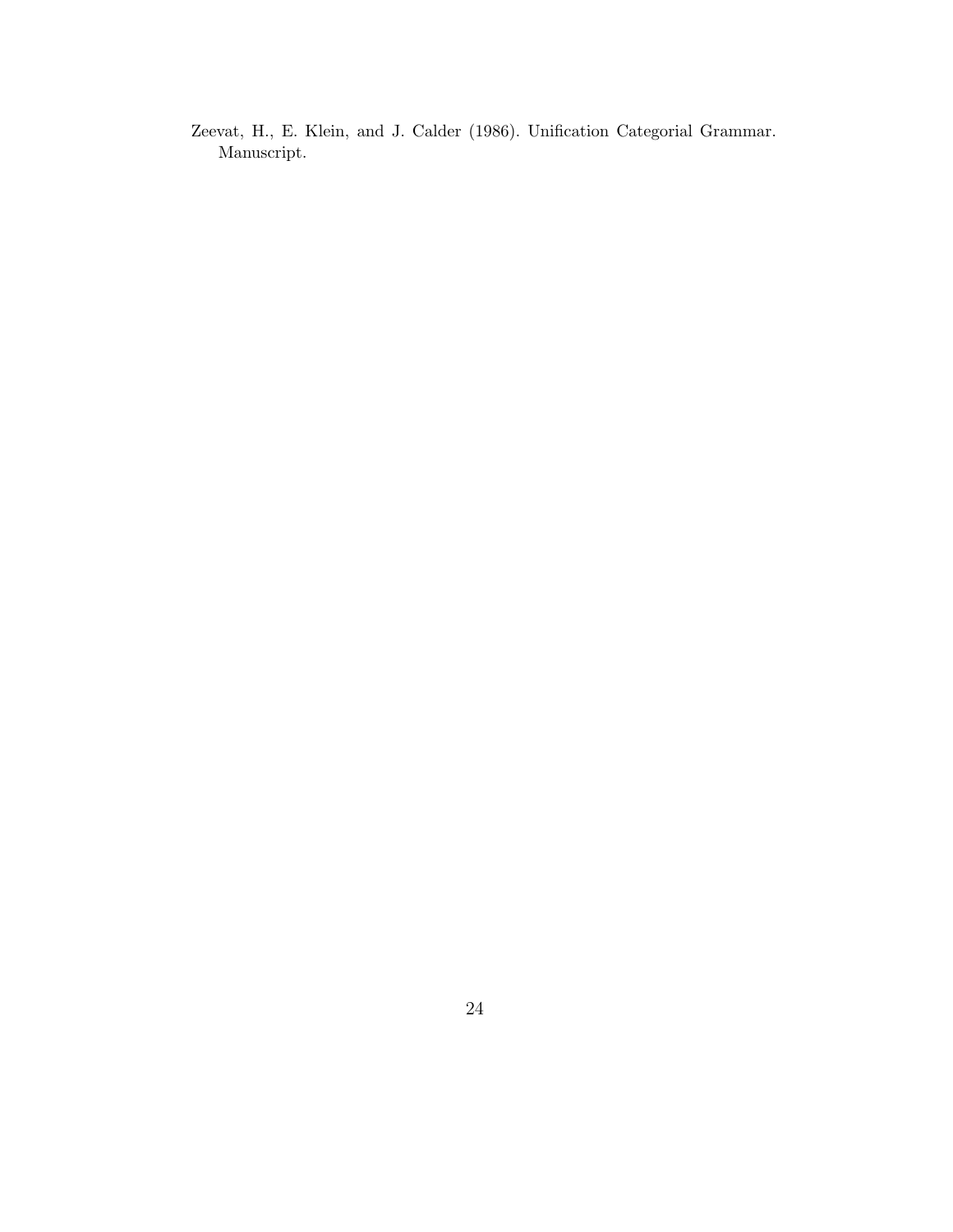Zeevat, H., E. Klein, and J. Calder (1986). Unification Categorial Grammar. Manuscript.